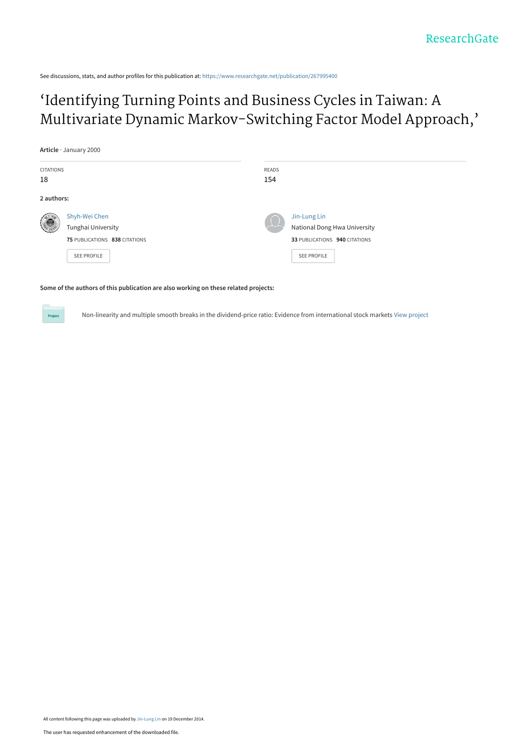See discussions, stats, and author profiles for this publication at: https://www.researchgate.net/publication/267995400

# 'Identifying Turning Points and Business Cycles in Taiwan: A Multivariate Dynamic Markov-Switching Factor Model Approach,'

**Article** · January 2000

CITATIONS
18

READS
154

**2 authors:**

Shyh-Wei Chen
Tunghai University
**75** PUBLICATIONS **838** CITATIONS
SEE PROFILE

Jin-Lung Lin
National Dong Hwa University
**33** PUBLICATIONS **940** CITATIONS
SEE PROFILE

**Some of the authors of this publication are also working on these related projects:**

Non-linearity and multiple smooth breaks in the dividend-price ratio: Evidence from international stock markets View project

All content following this page was uploaded by Jin-Lung Lin on 19 December 2014.

The user has requested enhancement of the downloaded file.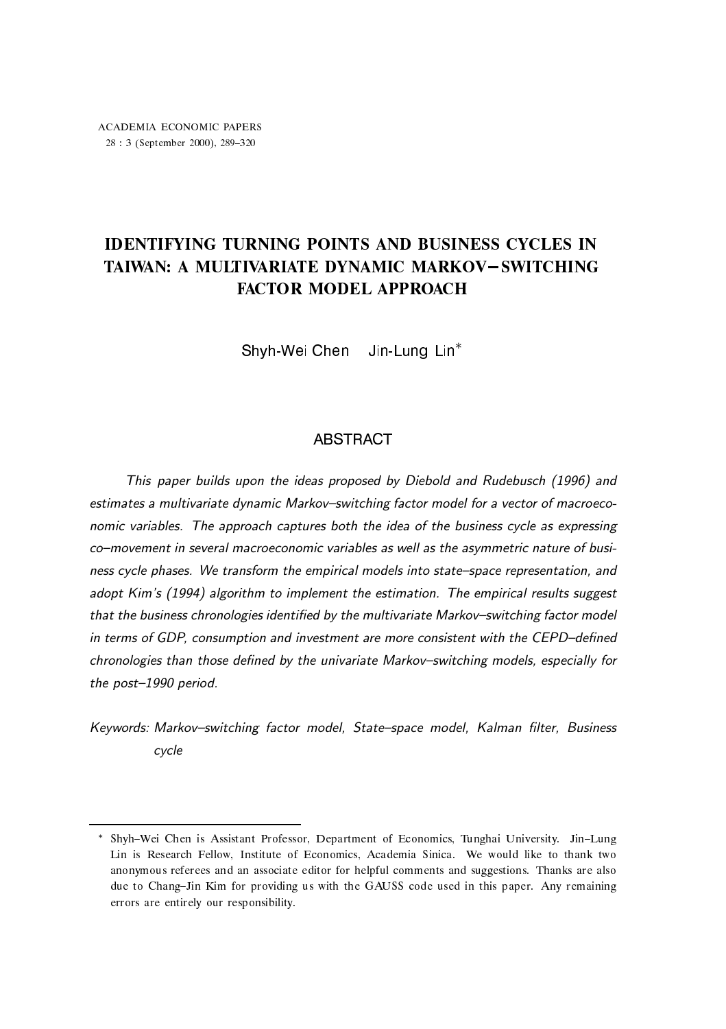# IDENTIFYING TURNING POINTS AND BUSINESS CYCLES IN TAIWAN: A MULTIVARIATE DYNAMIC MARKOV−SWITCHING FACTOR MODEL APPROACH

Shyh-Wei Chen Jin-Lung Lin*

## ABSTRACT

*This paper builds upon the ideas proposed by Diebold and Rudebusch (1996) and estimates a multivariate dynamic Markov–switching factor model for a vector of macroeconomic variables. The approach captures both the idea of the business cycle as expressing co–movement in several macroeconomic variables as well as the asymmetric nature of business cycle phases. We transform the empirical models into state–space representation, and adopt Kim's (1994) algorithm to implement the estimation. The empirical results suggest that the business chronologies identified by the multivariate Markov–switching factor model in terms of GDP, consumption and investment are more consistent with the CEPD–defined chronologies than those defined by the univariate Markov–switching models, especially for the post–1990 period.*

*Keywords: Markov–switching factor model, State–space model, Kalman filter, Business cycle*

---

\* Shyh–Wei Chen is Assistant Professor, Department of Economics, Tunghai University. Jin–Lung Lin is Research Fellow, Institute of Economics, Academia Sinica. We would like to thank two anonymous referees and an associate editor for helpful comments and suggestions. Thanks are also due to Chang–Jin Kim for providing us with the GAUSS code used in this paper. Any remaining errors are entirely our responsibility.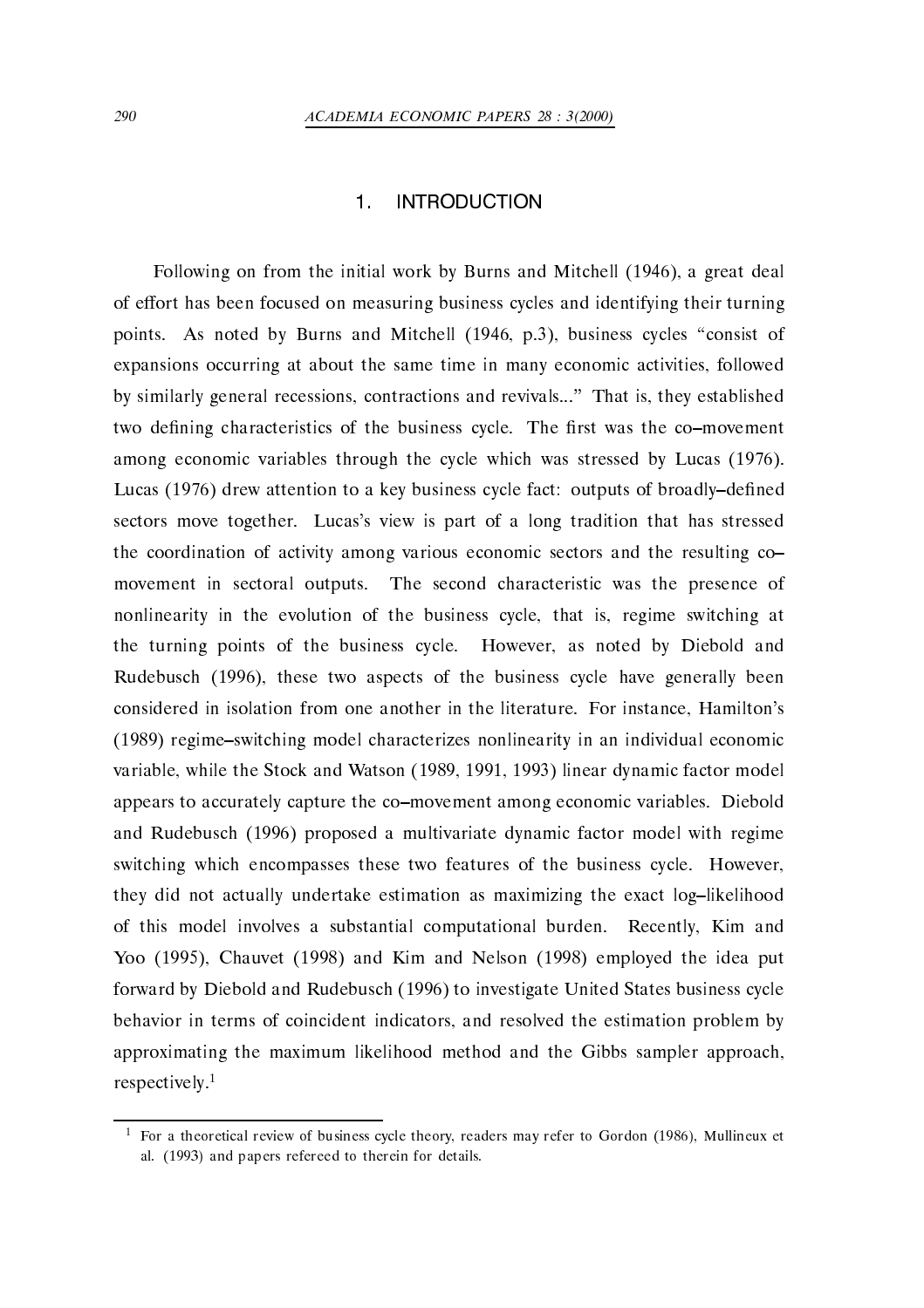## 1. INTRODUCTION

Following on from the initial work by Burns and Mitchell (1946), a great deal of effort has been focused on measuring business cycles and identifying their turning points. As noted by Burns and Mitchell (1946, p.3), business cycles "consist of expansions occurring at about the same time in many economic activities, followed by similarly general recessions, contractions and revivals..." That is, they established two defining characteristics of the business cycle. The first was the co–movement among economic variables through the cycle which was stressed by Lucas (1976). Lucas (1976) drew attention to a key business cycle fact: outputs of broadly–defined sectors move together. Lucas's view is part of a long tradition that has stressed the coordination of activity among various economic sectors and the resulting co–movement in sectoral outputs. The second characteristic was the presence of nonlinearity in the evolution of the business cycle, that is, regime switching at the turning points of the business cycle. However, as noted by Diebold and Rudebusch (1996), these two aspects of the business cycle have generally been considered in isolation from one another in the literature. For instance, Hamilton's (1989) regime–switching model characterizes nonlinearity in an individual economic variable, while the Stock and Watson (1989, 1991, 1993) linear dynamic factor model appears to accurately capture the co–movement among economic variables. Diebold and Rudebusch (1996) proposed a multivariate dynamic factor model with regime switching which encompasses these two features of the business cycle. However, they did not actually undertake estimation as maximizing the exact log–likelihood of this model involves a substantial computational burden. Recently, Kim and Yoo (1995), Chauvet (1998) and Kim and Nelson (1998) employed the idea put forward by Diebold and Rudebusch (1996) to investigate United States business cycle behavior in terms of coincident indicators, and resolved the estimation problem by approximating the maximum likelihood method and the Gibbs sampler approach, respectively.[1]

[1] For a theoretical review of business cycle theory, readers may refer to Gordon (1986), Mullineux et al. (1993) and papers refereed to therein for details.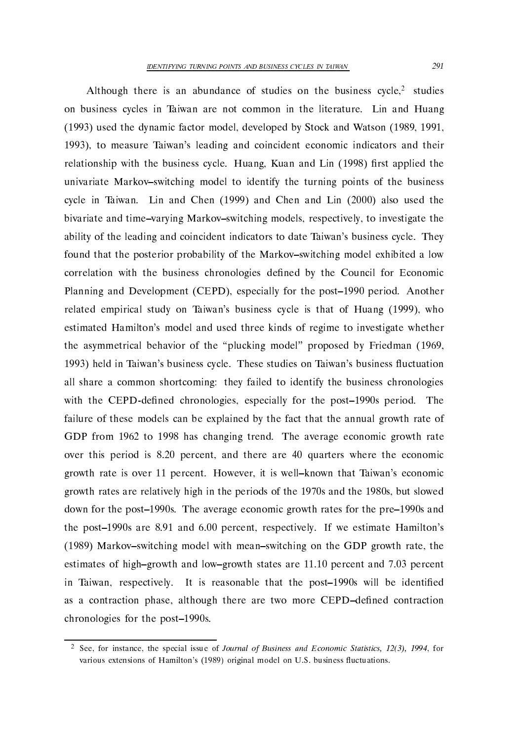Although there is an abundance of studies on the business cycle,[2] studies on business cycles in Taiwan are not common in the literature. Lin and Huang (1993) used the dynamic factor model, developed by Stock and Watson (1989, 1991, 1993), to measure Taiwan's leading and coincident economic indicators and their relationship with the business cycle. Huang, Kuan and Lin (1998) first applied the univariate Markov–switching model to identify the turning points of the business cycle in Taiwan. Lin and Chen (1999) and Chen and Lin (2000) also used the bivariate and time–varying Markov–switching models, respectively, to investigate the ability of the leading and coincident indicators to date Taiwan's business cycle. They found that the posterior probability of the Markov–switching model exhibited a low correlation with the business chronologies defined by the Council for Economic Planning and Development (CEPD), especially for the post–1990 period. Another related empirical study on Taiwan's business cycle is that of Huang (1999), who estimated Hamilton's model and used three kinds of regime to investigate whether the asymmetrical behavior of the "plucking model" proposed by Friedman (1969, 1993) held in Taiwan's business cycle. These studies on Taiwan's business fluctuation all share a common shortcoming: they failed to identify the business chronologies with the CEPD-defined chronologies, especially for the post–1990s period. The failure of these models can be explained by the fact that the annual growth rate of GDP from 1962 to 1998 has changing trend. The average economic growth rate over this period is 8.20 percent, and there are 40 quarters where the economic growth rate is over 11 percent. However, it is well–known that Taiwan's economic growth rates are relatively high in the periods of the 1970s and the 1980s, but slowed down for the post–1990s. The average economic growth rates for the pre–1990s and the post–1990s are 8.91 and 6.00 percent, respectively. If we estimate Hamilton's (1989) Markov–switching model with mean–switching on the GDP growth rate, the estimates of high–growth and low–growth states are 11.10 percent and 7.03 percent in Taiwan, respectively. It is reasonable that the post–1990s will be identified as a contraction phase, although there are two more CEPD–defined contraction chronologies for the post–1990s.

[2] See, for instance, the special issue of *Journal of Business and Economic Statistics, 12(3), 1994*, for various extensions of Hamilton's (1989) original model on U.S. business fluctuations.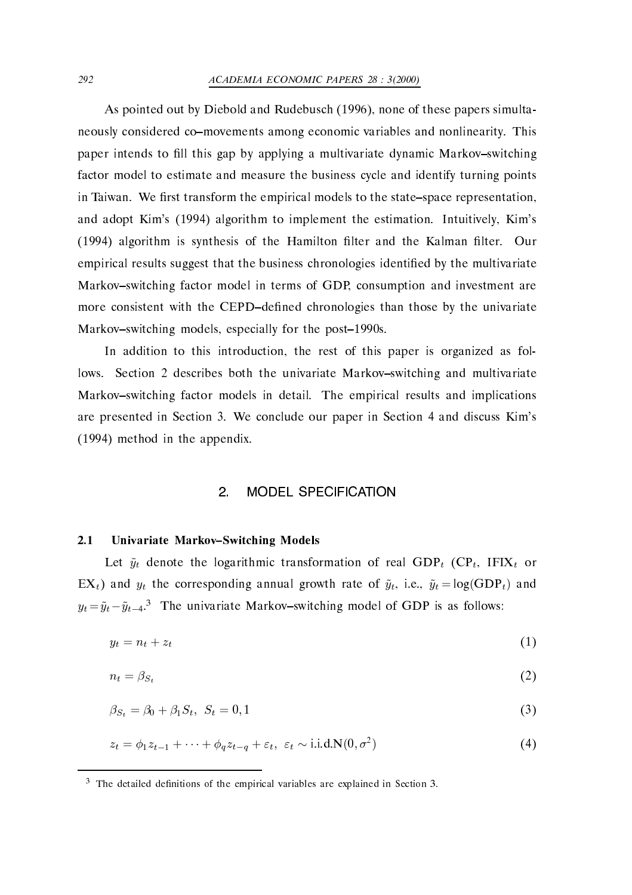As pointed out by Diebold and Rudebusch (1996), none of these papers simultaneously considered co–movements among economic variables and nonlinearity. This paper intends to fill this gap by applying a multivariate dynamic Markov–switching factor model to estimate and measure the business cycle and identify turning points in Taiwan. We first transform the empirical models to the state–space representation, and adopt Kim's (1994) algorithm to implement the estimation. Intuitively, Kim's (1994) algorithm is synthesis of the Hamilton filter and the Kalman filter. Our empirical results suggest that the business chronologies identified by the multivariate Markov–switching factor model in terms of GDP, consumption and investment are more consistent with the CEPD–defined chronologies than those by the univariate Markov–switching models, especially for the post–1990s.

In addition to this introduction, the rest of this paper is organized as follows. Section 2 describes both the univariate Markov–switching and multivariate Markov–switching factor models in detail. The empirical results and implications are presented in Section 3. We conclude our paper in Section 4 and discuss Kim's (1994) method in the appendix.

## 2. MODEL SPECIFICATION

### 2.1 Univariate Markov–Switching Models

Let $\tilde{y}_t$ denote the logarithmic transformation of real $\text{GDP}_t$ ($\text{CP}_t$, $\text{IFIX}_t$ or $\text{EX}_t$) and $y_t$ the corresponding annual growth rate of $\tilde{y}_t$, i.e., $\tilde{y}_t = \log(\text{GDP}_t)$ and $y_t = \tilde{y}_t - \tilde{y}_{t-4}$.[3] The univariate Markov–switching model of GDP is as follows:

$$y_t = n_t + z_t \tag{1}$$

$$n_t = \beta_{S_t} \tag{2}$$

$$\beta_{S_t} = \beta_0 + \beta_1 S_t, \;\; S_t = 0, 1 \tag{3}$$

$$z_t = \phi_1 z_{t-1} + \cdots + \phi_q z_{t-q} + \varepsilon_t, \;\; \varepsilon_t \sim \text{i.i.d.N}(0, \sigma^2) \tag{4}$$

[3] The detailed definitions of the empirical variables are explained in Section 3.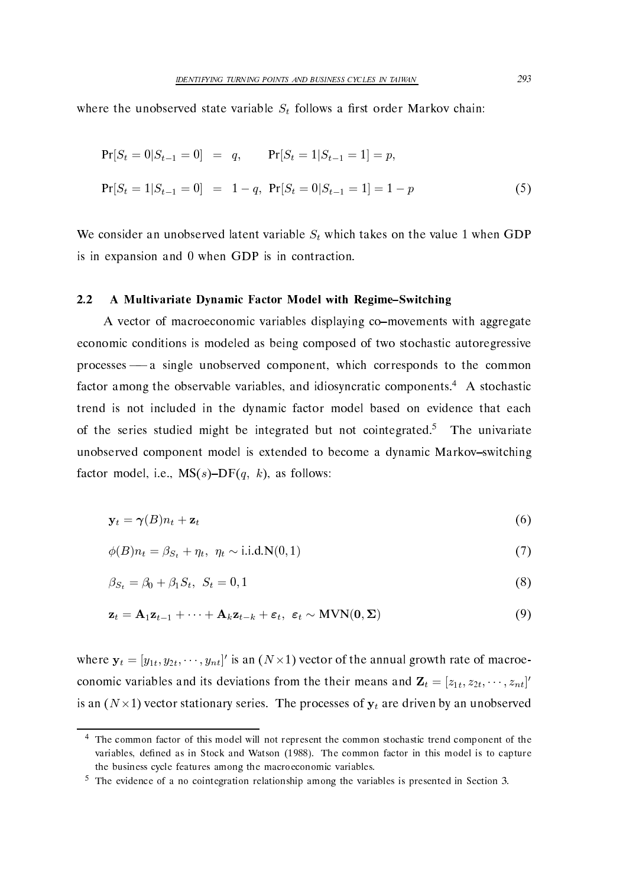where the unobserved state variable $S_t$ follows a first order Markov chain:

$$
\begin{aligned}
\Pr[S_t = 0 | S_{t-1} = 0] &= q, \qquad \Pr[S_t = 1 | S_{t-1} = 1] = p, \\
\Pr[S_t = 1 | S_{t-1} = 0] &= 1 - q, \;\; \Pr[S_t = 0 | S_{t-1} = 1] = 1 - p
\end{aligned}
\tag{5}
$$

We consider an unobserved latent variable $S_t$ which takes on the value 1 when GDP is in expansion and 0 when GDP is in contraction.

### 2.2 A Multivariate Dynamic Factor Model with Regime–Switching

A vector of macroeconomic variables displaying co–movements with aggregate economic conditions is modeled as being composed of two stochastic autoregressive processes —— a single unobserved component, which corresponds to the common factor among the observable variables, and idiosyncratic components.[4] A stochastic trend is not included in the dynamic factor model based on evidence that each of the series studied might be integrated but not cointegrated.[5] The univariate unobserved component model is extended to become a dynamic Markov–switching factor model, i.e., MS($s$)–DF($q$, $k$), as follows:

$$
\mathbf{y}_t = \boldsymbol{\gamma}(B) n_t + \mathbf{z}_t \tag{6}
$$

$$
\phi(B) n_t = \beta_{S_t} + \eta_t, \;\; \eta_t \sim \text{i.i.d.} \mathbf{N}(0, 1) \tag{7}
$$

$$
\beta_{S_t} = \beta_0 + \beta_1 S_t, \;\; S_t = 0, 1 \tag{8}
$$

$$
\mathbf{z}_t = \mathbf{A}_1 \mathbf{z}_{t-1} + \cdots + \mathbf{A}_k \mathbf{z}_{t-k} + \boldsymbol{\varepsilon}_t, \;\; \boldsymbol{\varepsilon}_t \sim \mathbf{MVN}(\mathbf{0}, \boldsymbol{\Sigma}) \tag{9}
$$

where $\mathbf{y}_t = [y_{1t}, y_{2t}, \cdots, y_{nt}]'$ is an $(N \times 1)$ vector of the annual growth rate of macroeconomic variables and its deviations from the their means and $\mathbf{Z}_t = [z_{1t}, z_{2t}, \cdots, z_{nt}]'$ is an $(N \times 1)$ vector stationary series. The processes of $\mathbf{y}_t$ are driven by an unobserved

---

[4] The common factor of this model will not represent the common stochastic trend component of the variables, defined as in Stock and Watson (1988). The common factor in this model is to capture the business cycle features among the macroeconomic variables.

[5] The evidence of a no cointegration relationship among the variables is presented in Section 3.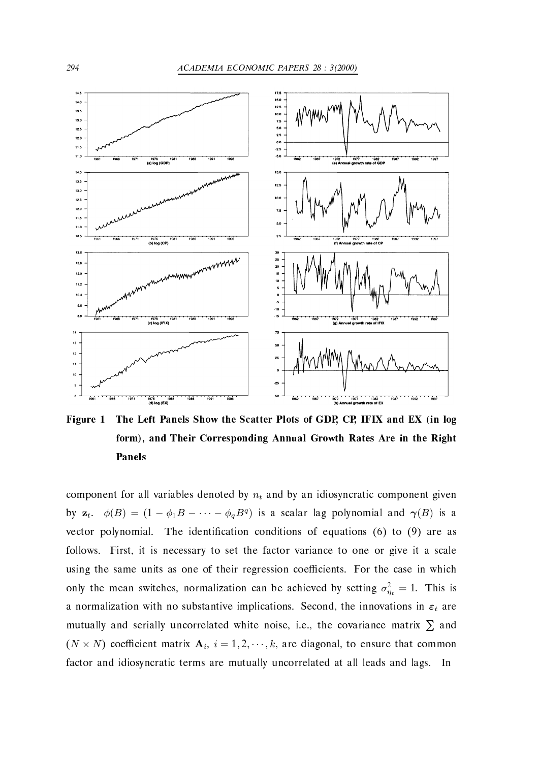**Figure 1 The Left Panels Show the Scatter Plots of GDP, CP, IFIX and EX (in log form), and Their Corresponding Annual Growth Rates Are in the Right Panels**

component for all variables denoted by $n_t$ and by an idiosyncratic component given by $\mathbf{z}_t$. $\phi(B) = (1 - \phi_1 B - \cdots - \phi_q B^q)$ is a scalar lag polynomial and $\boldsymbol{\gamma}(B)$ is a vector polynomial. The identification conditions of equations (6) to (9) are as follows. First, it is necessary to set the factor variance to one or give it a scale using the same units as one of their regression coefficients. For the case in which only the mean switches, normalization can be achieved by setting $\sigma^2_{\eta_t} = 1$. This is a normalization with no substantive implications. Second, the innovations in $\boldsymbol{\varepsilon}_t$ are mutually and serially uncorrelated white noise, i.e., the covariance matrix $\sum$ and $(N \times N)$ coefficient matrix $\mathbf{A}_i$, $i = 1, 2, \cdots, k$, are diagonal, to ensure that common factor and idiosyncratic terms are mutually uncorrelated at all leads and lags. In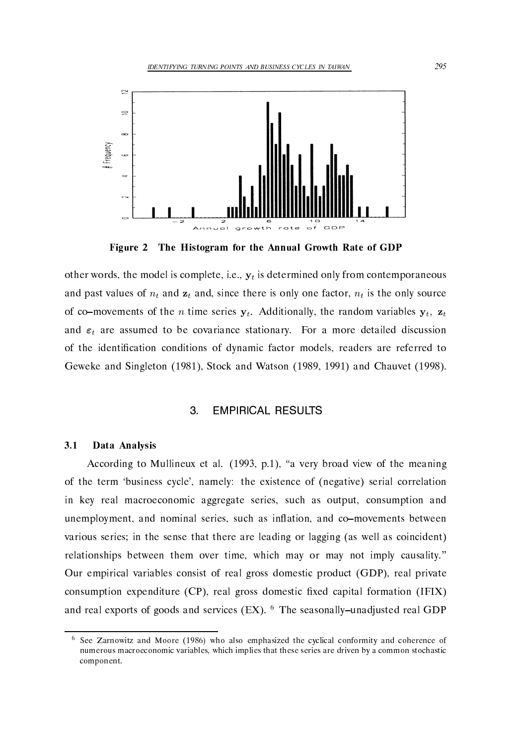**Figure 2 The Histogram for the Annual Growth Rate of GDP**

other words, the model is complete, i.e., $\mathbf{y}_t$ is determined only from contemporaneous and past values of $n_t$ and $\mathbf{z}_t$ and, since there is only one factor, $n_t$ is the only source of co–movements of the $n$ time series $\mathbf{y}_t$. Additionally, the random variables $\mathbf{y}_t$, $\mathbf{z}_t$ and $\varepsilon_t$ are assumed to be covariance stationary. For a more detailed discussion of the identification conditions of dynamic factor models, readers are referred to Geweke and Singleton (1981), Stock and Watson (1989, 1991) and Chauvet (1998).

## 3. EMPIRICAL RESULTS

### 3.1 Data Analysis

According to Mullineux et al. (1993, p.1), "a very broad view of the meaning of the term 'business cycle', namely: the existence of (negative) serial correlation in key real macroeconomic aggregate series, such as output, consumption and unemployment, and nominal series, such as inflation, and co–movements between various series; in the sense that there are leading or lagging (as well as coincident) relationships between them over time, which may or may not imply causality." Our empirical variables consist of real gross domestic product (GDP), real private consumption expenditure (CP), real gross domestic fixed capital formation (IFIX) and real exports of goods and services (EX). [6] The seasonally–unadjusted real GDP

[6] See Zarnowitz and Moore (1986) who also emphasized the cyclical conformity and coherence of numerous macroeconomic variables, which implies that these series are driven by a common stochastic component.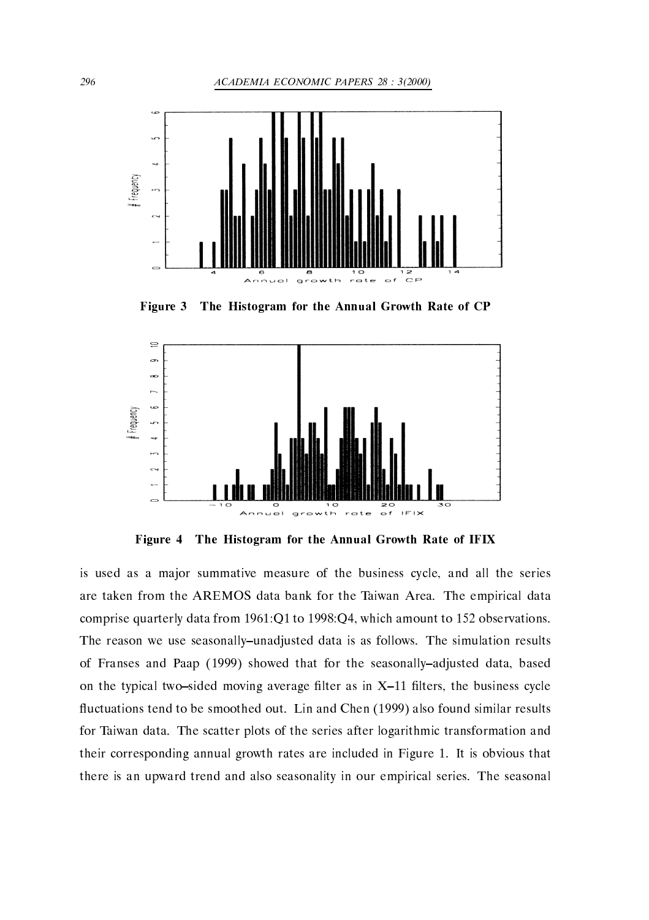**Figure 3 The Histogram for the Annual Growth Rate of CP**

**Figure 4 The Histogram for the Annual Growth Rate of IFIX**

is used as a major summative measure of the business cycle, and all the series are taken from the AREMOS data bank for the Taiwan Area. The empirical data comprise quarterly data from 1961:Q1 to 1998:Q4, which amount to 152 observations. The reason we use seasonally–unadjusted data is as follows. The simulation results of Franses and Paap (1999) showed that for the seasonally–adjusted data, based on the typical two–sided moving average filter as in X–11 filters, the business cycle fluctuations tend to be smoothed out. Lin and Chen (1999) also found similar results for Taiwan data. The scatter plots of the series after logarithmic transformation and their corresponding annual growth rates are included in Figure 1. It is obvious that there is an upward trend and also seasonality in our empirical series. The seasonal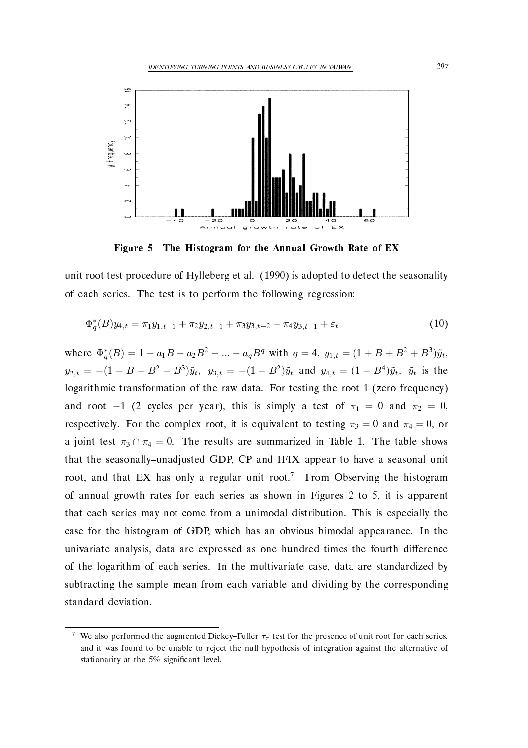**Figure 5 The Histogram for the Annual Growth Rate of EX**

unit root test procedure of Hylleberg et al. (1990) is adopted to detect the seasonality of each series. The test is to perform the following regression:

$$\Phi_q^*(B) y_{4,t} = \pi_1 y_{1,t-1} + \pi_2 y_{2,t-1} + \pi_3 y_{3,t-2} + \pi_4 y_{3,t-1} + \varepsilon_t \tag{10}$$

where $\Phi_q^*(B) = 1 - a_1 B - a_2 B^2 - ... - a_q B^q$ with $q = 4$, $y_{1,t} = (1 + B + B^2 + B^3)\tilde{y}_t$, $y_{2,t} = -(1 - B + B^2 - B^3)\tilde{y}_t$, $y_{3,t} = -(1 - B^2)\tilde{y}_t$ and $y_{4,t} = (1 - B^4)\tilde{y}_t$, $\tilde{y}_t$ is the logarithmic transformation of the raw data. For testing the root 1 (zero frequency) and root $-1$ (2 cycles per year), this is simply a test of $\pi_1 = 0$ and $\pi_2 = 0$, respectively. For the complex root, it is equivalent to testing $\pi_3 = 0$ and $\pi_4 = 0$, or a joint test $\pi_3 \cap \pi_4 = 0$. The results are summarized in Table 1. The table shows that the seasonally–unadjusted GDP, CP and IFIX appear to have a seasonal unit root, and that EX has only a regular unit root.[7] From Observing the histogram of annual growth rates for each series as shown in Figures 2 to 5, it is apparent that each series may not come from a unimodal distribution. This is especially the case for the histogram of GDP, which has an obvious bimodal appearance. In the univariate analysis, data are expressed as one hundred times the fourth difference of the logarithm of each series. In the multivariate case, data are standardized by subtracting the sample mean from each variable and dividing by the corresponding standard deviation.

---

[7] We also performed the augmented Dickey–Fuller $\tau_\tau$ test for the presence of unit root for each series, and it was found to be unable to reject the null hypothesis of integration against the alternative of stationarity at the 5% significant level.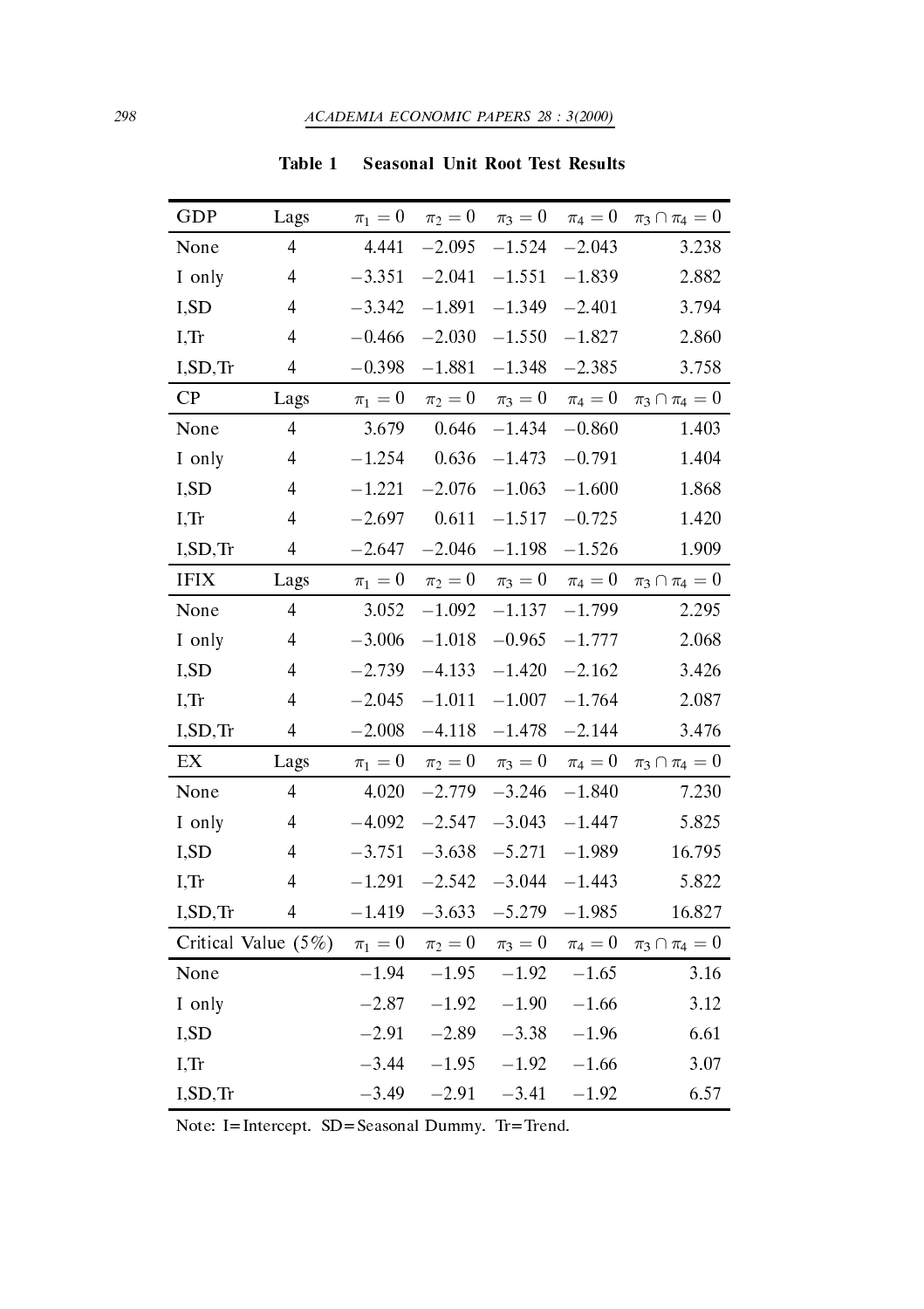**Table 1 Seasonal Unit Root Test Results**

| GDP | Lags | $\pi_1 = 0$ | $\pi_2 = 0$ | $\pi_3 = 0$ | $\pi_4 = 0$ | $\pi_3 \cap \pi_4 = 0$ |
|---|---|---|---|---|---|---|
| None | 4 | 4.441 | −2.095 | −1.524 | −2.043 | 3.238 |
| I only | 4 | −3.351 | −2.041 | −1.551 | −1.839 | 2.882 |
| I,SD | 4 | −3.342 | −1.891 | −1.349 | −2.401 | 3.794 |
| I,Tr | 4 | −0.466 | −2.030 | −1.550 | −1.827 | 2.860 |
| I,SD,Tr | 4 | −0.398 | −1.881 | −1.348 | −2.385 | 3.758 |
| **CP** | **Lags** | $\pi_1 = 0$ | $\pi_2 = 0$ | $\pi_3 = 0$ | $\pi_4 = 0$ | $\pi_3 \cap \pi_4 = 0$ |
| None | 4 | 3.679 | 0.646 | −1.434 | −0.860 | 1.403 |
| I only | 4 | −1.254 | 0.636 | −1.473 | −0.791 | 1.404 |
| I,SD | 4 | −1.221 | −2.076 | −1.063 | −1.600 | 1.868 |
| I,Tr | 4 | −2.697 | 0.611 | −1.517 | −0.725 | 1.420 |
| I,SD,Tr | 4 | −2.647 | −2.046 | −1.198 | −1.526 | 1.909 |
| **IFIX** | **Lags** | $\pi_1 = 0$ | $\pi_2 = 0$ | $\pi_3 = 0$ | $\pi_4 = 0$ | $\pi_3 \cap \pi_4 = 0$ |
| None | 4 | 3.052 | −1.092 | −1.137 | −1.799 | 2.295 |
| I only | 4 | −3.006 | −1.018 | −0.965 | −1.777 | 2.068 |
| I,SD | 4 | −2.739 | −4.133 | −1.420 | −2.162 | 3.426 |
| I,Tr | 4 | −2.045 | −1.011 | −1.007 | −1.764 | 2.087 |
| I,SD,Tr | 4 | −2.008 | −4.118 | −1.478 | −2.144 | 3.476 |
| **EX** | **Lags** | $\pi_1 = 0$ | $\pi_2 = 0$ | $\pi_3 = 0$ | $\pi_4 = 0$ | $\pi_3 \cap \pi_4 = 0$ |
| None | 4 | 4.020 | −2.779 | −3.246 | −1.840 | 7.230 |
| I only | 4 | −4.092 | −2.547 | −3.043 | −1.447 | 5.825 |
| I,SD | 4 | −3.751 | −3.638 | −5.271 | −1.989 | 16.795 |
| I,Tr | 4 | −1.291 | −2.542 | −3.044 | −1.443 | 5.822 |
| I,SD,Tr | 4 | −1.419 | −3.633 | −5.279 | −1.985 | 16.827 |
| **Critical Value (5%)** | | $\pi_1 = 0$ | $\pi_2 = 0$ | $\pi_3 = 0$ | $\pi_4 = 0$ | $\pi_3 \cap \pi_4 = 0$ |
| None | | −1.94 | −1.95 | −1.92 | −1.65 | 3.16 |
| I only | | −2.87 | −1.92 | −1.90 | −1.66 | 3.12 |
| I,SD | | −2.91 | −2.89 | −3.38 | −1.96 | 6.61 |
| I,Tr | | −3.44 | −1.95 | −1.92 | −1.66 | 3.07 |
| I,SD,Tr | | −3.49 | −2.91 | −3.41 | −1.92 | 6.57 |

Note: I=Intercept. SD=Seasonal Dummy. Tr=Trend.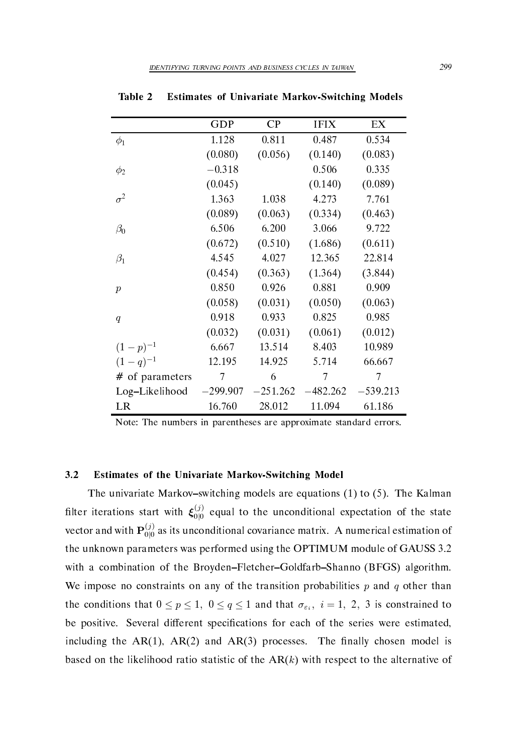**Table 2 Estimates of Univariate Markov-Switching Models**

| | GDP | CP | IFIX | EX |
|---|---|---|---|---|
| $\phi_1$ | 1.128 | 0.811 | 0.487 | 0.534 |
| | (0.080) | (0.056) | (0.140) | (0.083) |
| $\phi_2$ | $-0.318$ | | 0.506 | 0.335 |
| | (0.045) | | (0.140) | (0.089) |
| $\sigma^2$ | 1.363 | 1.038 | 4.273 | 7.761 |
| | (0.089) | (0.063) | (0.334) | (0.463) |
| $\beta_0$ | 6.506 | 6.200 | 3.066 | 9.722 |
| | (0.672) | (0.510) | (1.686) | (0.611) |
| $\beta_1$ | 4.545 | 4.027 | 12.365 | 22.814 |
| | (0.454) | (0.363) | (1.364) | (3.844) |
| $p$ | 0.850 | 0.926 | 0.881 | 0.909 |
| | (0.058) | (0.031) | (0.050) | (0.063) |
| $q$ | 0.918 | 0.933 | 0.825 | 0.985 |
| | (0.032) | (0.031) | (0.061) | (0.012) |
| $(1-p)^{-1}$ | 6.667 | 13.514 | 8.403 | 10.989 |
| $(1-q)^{-1}$ | 12.195 | 14.925 | 5.714 | 66.667 |
| # of parameters | 7 | 6 | 7 | 7 |
| Log–Likelihood | $-299.907$ | $-251.262$ | $-482.262$ | $-539.213$ |
| LR | 16.760 | 28.012 | 11.094 | 61.186 |

Note: The numbers in parentheses are approximate standard errors.

### 3.2 Estimates of the Univariate Markov-Switching Model

The univariate Markov–switching models are equations (1) to (5). The Kalman filter iterations start with $\boldsymbol{\xi}_{0|0}^{(j)}$ equal to the unconditional expectation of the state vector and with $\mathbf{P}_{0|0}^{(j)}$ as its unconditional covariance matrix. A numerical estimation of the unknown parameters was performed using the OPTIMUM module of GAUSS 3.2 with a combination of the Broyden–Fletcher–Goldfarb–Shanno (BFGS) algorithm. We impose no constraints on any of the transition probabilities $p$ and $q$ other than the conditions that $0 \leq p \leq 1$, $0 \leq q \leq 1$ and that $\sigma_{\varepsilon_i}$, $i = 1, 2, 3$ is constrained to be positive. Several different specifications for each of the series were estimated, including the AR(1), AR(2) and AR(3) processes. The finally chosen model is based on the likelihood ratio statistic of the AR($k$) with respect to the alternative of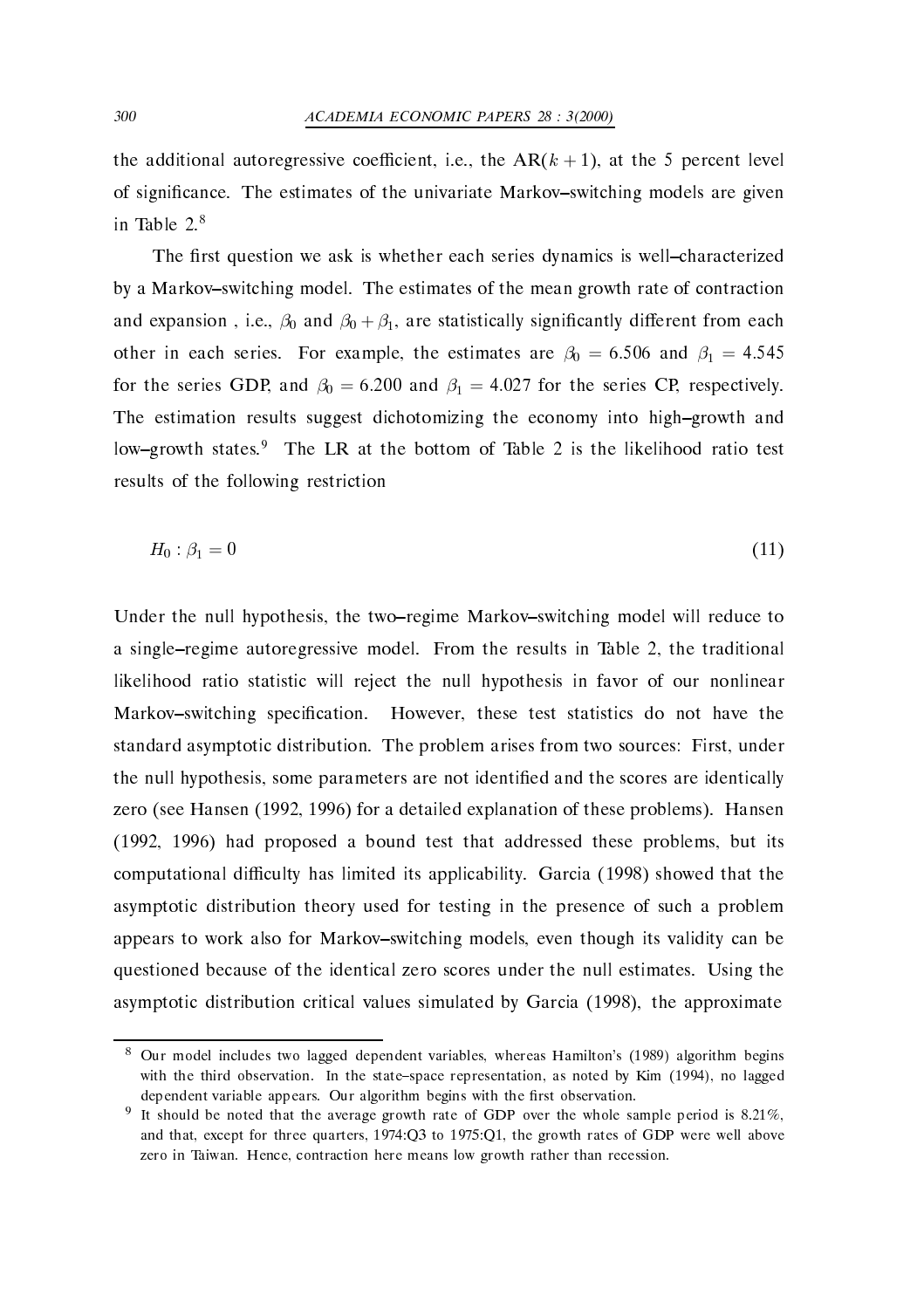the additional autoregressive coefficient, i.e., the AR($k+1$), at the 5 percent level of significance. The estimates of the univariate Markov–switching models are given in Table 2.[8]

The first question we ask is whether each series dynamics is well–characterized by a Markov–switching model. The estimates of the mean growth rate of contraction and expansion , i.e., $\beta_0$ and $\beta_0 + \beta_1$, are statistically significantly different from each other in each series. For example, the estimates are $\beta_0 = 6.506$ and $\beta_1 = 4.545$ for the series GDP, and $\beta_0 = 6.200$ and $\beta_1 = 4.027$ for the series CP, respectively. The estimation results suggest dichotomizing the economy into high–growth and low–growth states.[9] The LR at the bottom of Table 2 is the likelihood ratio test results of the following restriction

$$H_0 : \beta_1 = 0 \tag{11}$$

Under the null hypothesis, the two–regime Markov–switching model will reduce to a single–regime autoregressive model. From the results in Table 2, the traditional likelihood ratio statistic will reject the null hypothesis in favor of our nonlinear Markov–switching specification. However, these test statistics do not have the standard asymptotic distribution. The problem arises from two sources: First, under the null hypothesis, some parameters are not identified and the scores are identically zero (see Hansen (1992, 1996) for a detailed explanation of these problems). Hansen (1992, 1996) had proposed a bound test that addressed these problems, but its computational difficulty has limited its applicability. Garcia (1998) showed that the asymptotic distribution theory used for testing in the presence of such a problem appears to work also for Markov–switching models, even though its validity can be questioned because of the identical zero scores under the null estimates. Using the asymptotic distribution critical values simulated by Garcia (1998), the approximate

---

[8] Our model includes two lagged dependent variables, whereas Hamilton's (1989) algorithm begins with the third observation. In the state–space representation, as noted by Kim (1994), no lagged dependent variable appears. Our algorithm begins with the first observation.

[9] It should be noted that the average growth rate of GDP over the whole sample period is 8.21%, and that, except for three quarters, 1974:Q3 to 1975:Q1, the growth rates of GDP were well above zero in Taiwan. Hence, contraction here means low growth rather than recession.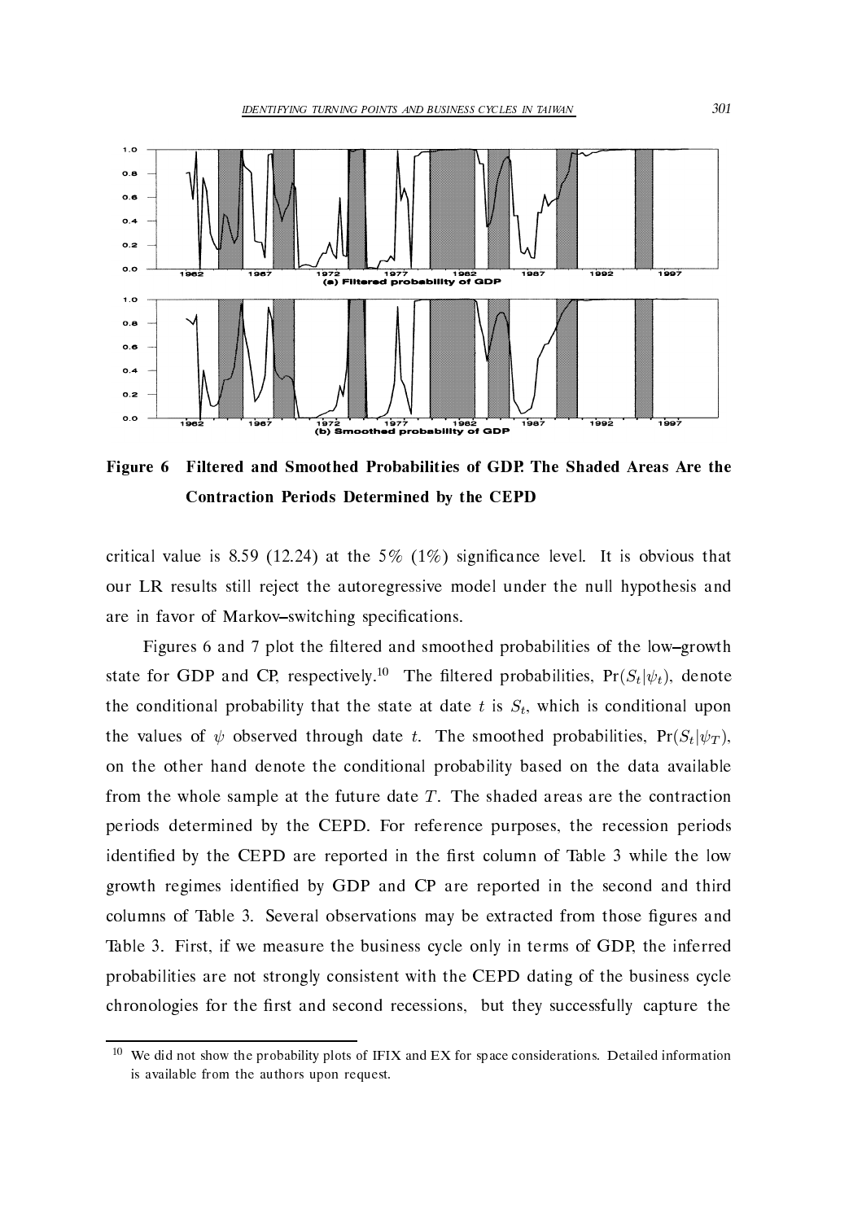**Figure 6 Filtered and Smoothed Probabilities of GDP. The Shaded Areas Are the Contraction Periods Determined by the CEPD**

critical value is 8.59 (12.24) at the 5% (1%) significance level. It is obvious that our LR results still reject the autoregressive model under the null hypothesis and are in favor of Markov–switching specifications.

Figures 6 and 7 plot the filtered and smoothed probabilities of the low–growth state for GDP and CP, respectively.[10] The filtered probabilities, $\Pr(S_t|\psi_t)$, denote the conditional probability that the state at date $t$ is $S_t$, which is conditional upon the values of $\psi$ observed through date $t$. The smoothed probabilities, $\Pr(S_t|\psi_T)$, on the other hand denote the conditional probability based on the data available from the whole sample at the future date $T$. The shaded areas are the contraction periods determined by the CEPD. For reference purposes, the recession periods identified by the CEPD are reported in the first column of Table 3 while the low growth regimes identified by GDP and CP are reported in the second and third columns of Table 3. Several observations may be extracted from those figures and Table 3. First, if we measure the business cycle only in terms of GDP, the inferred probabilities are not strongly consistent with the CEPD dating of the business cycle chronologies for the first and second recessions, but they successfully capture the

[10] We did not show the probability plots of IFIX and EX for space considerations. Detailed information is available from the authors upon request.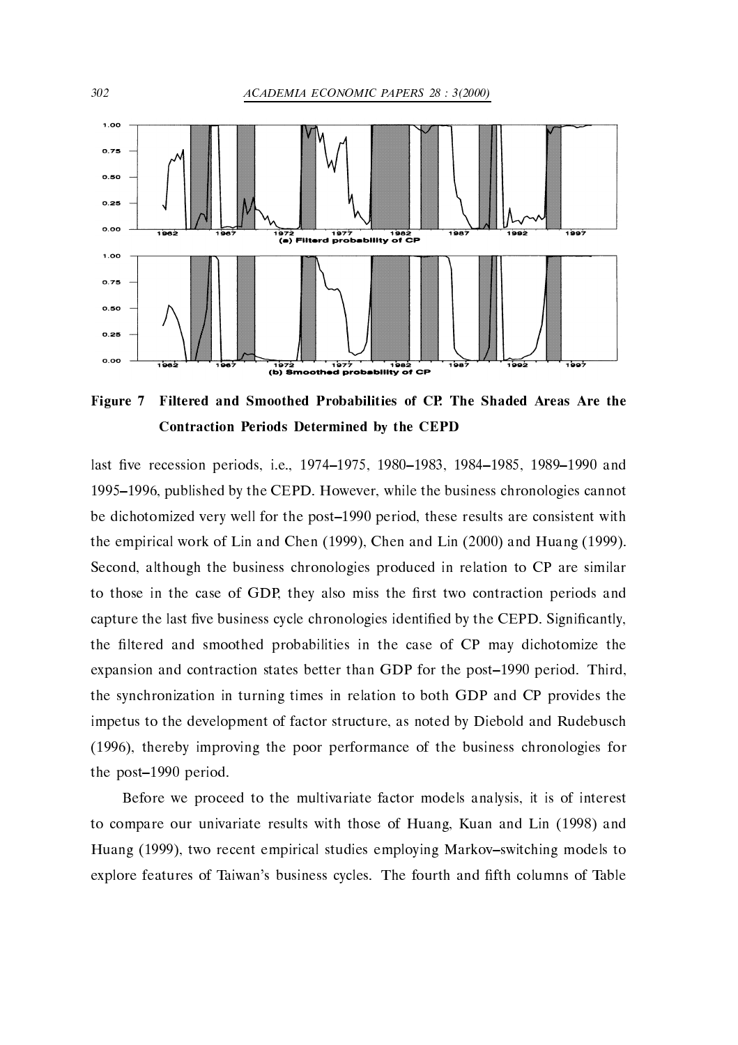**Figure 7 Filtered and Smoothed Probabilities of CP. The Shaded Areas Are the Contraction Periods Determined by the CEPD**

last five recession periods, i.e., 1974–1975, 1980–1983, 1984–1985, 1989–1990 and 1995–1996, published by the CEPD. However, while the business chronologies cannot be dichotomized very well for the post–1990 period, these results are consistent with the empirical work of Lin and Chen (1999), Chen and Lin (2000) and Huang (1999). Second, although the business chronologies produced in relation to CP are similar to those in the case of GDP, they also miss the first two contraction periods and capture the last five business cycle chronologies identified by the CEPD. Significantly, the filtered and smoothed probabilities in the case of CP may dichotomize the expansion and contraction states better than GDP for the post–1990 period. Third, the synchronization in turning times in relation to both GDP and CP provides the impetus to the development of factor structure, as noted by Diebold and Rudebusch (1996), thereby improving the poor performance of the business chronologies for the post–1990 period.

Before we proceed to the multivariate factor models analysis, it is of interest to compare our univariate results with those of Huang, Kuan and Lin (1998) and Huang (1999), two recent empirical studies employing Markov–switching models to explore features of Taiwan's business cycles. The fourth and fifth columns of Table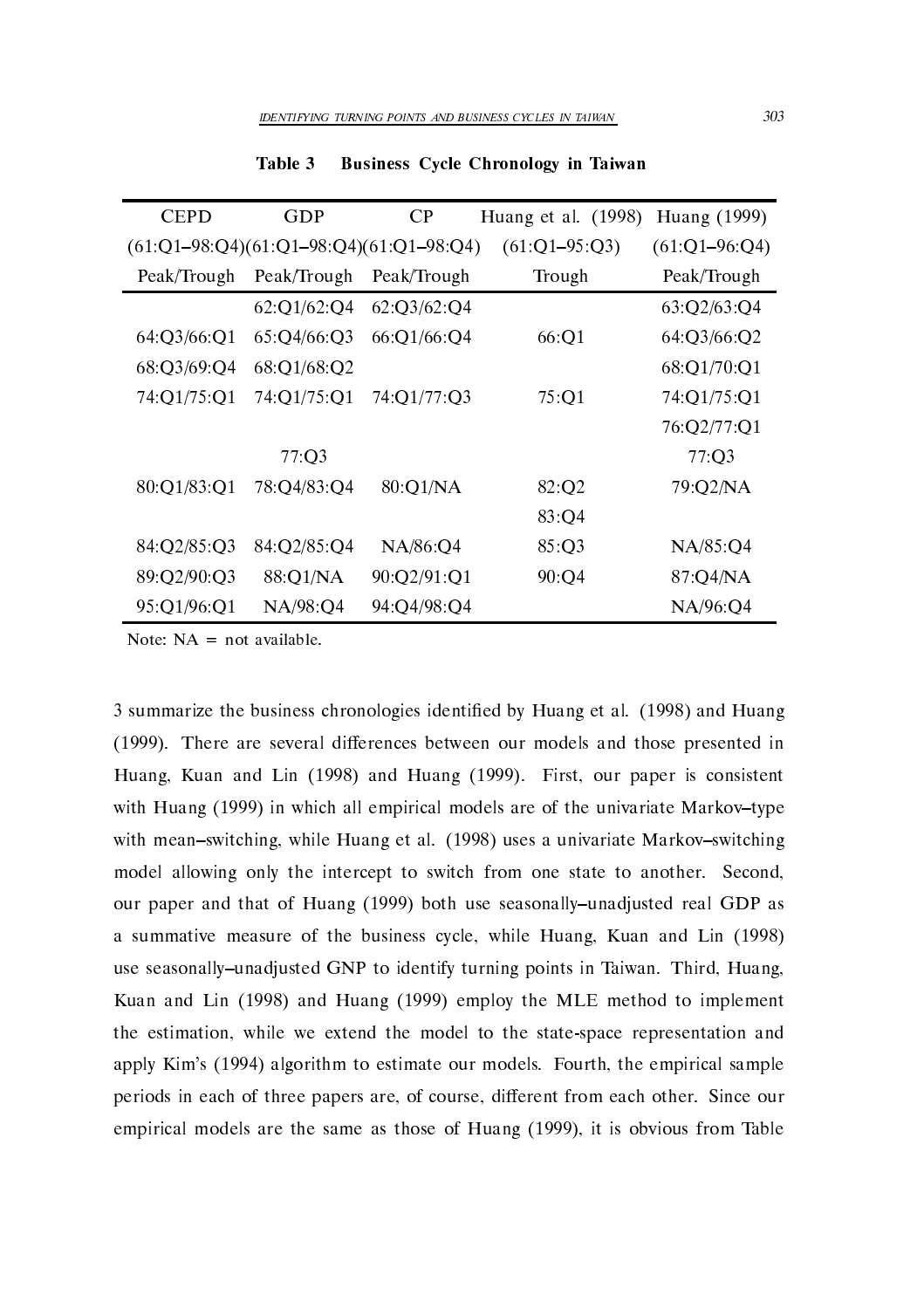**Table 3 Business Cycle Chronology in Taiwan**

| CEPD (61:Q1–98:Q4) Peak/Trough | GDP (61:Q1–98:Q4) Peak/Trough | CP (61:Q1–98:Q4) Peak/Trough | Huang et al. (1998) (61:Q1–95:Q3) Trough | Huang (1999) (61:Q1–96:Q4) Peak/Trough |
|---|---|---|---|---|
| | 62:Q1/62:Q4 | 62:Q3/62:Q4 | | 63:Q2/63:Q4 |
| 64:Q3/66:Q1 | 65:Q4/66:Q3 | 66:Q1/66:Q4 | 66:Q1 | 64:Q3/66:Q2 |
| 68:Q3/69:Q4 | 68:Q1/68:Q2 | | | 68:Q1/70:Q1 |
| 74:Q1/75:Q1 | 74:Q1/75:Q1 | 74:Q1/77:Q3 | 75:Q1 | 74:Q1/75:Q1 |
| | | | | 76:Q2/77:Q1 |
| | 77:Q3 | | | 77:Q3 |
| 80:Q1/83:Q1 | 78:Q4/83:Q4 | 80:Q1/NA | 82:Q2 | 79:Q2/NA |
| | | | 83:Q4 | |
| 84:Q2/85:Q3 | 84:Q2/85:Q4 | NA/86:Q4 | 85:Q3 | NA/85:Q4 |
| 89:Q2/90:Q3 | 88:Q1/NA | 90:Q2/91:Q1 | 90:Q4 | 87:Q4/NA |
| 95:Q1/96:Q1 | NA/98:Q4 | 94:Q4/98:Q4 | | NA/96:Q4 |

Note: NA = not available.

3 summarize the business chronologies identified by Huang et al. (1998) and Huang (1999). There are several differences between our models and those presented in Huang, Kuan and Lin (1998) and Huang (1999). First, our paper is consistent with Huang (1999) in which all empirical models are of the univariate Markov–type with mean–switching, while Huang et al. (1998) uses a univariate Markov–switching model allowing only the intercept to switch from one state to another. Second, our paper and that of Huang (1999) both use seasonally–unadjusted real GDP as a summative measure of the business cycle, while Huang, Kuan and Lin (1998) use seasonally–unadjusted GNP to identify turning points in Taiwan. Third, Huang, Kuan and Lin (1998) and Huang (1999) employ the MLE method to implement the estimation, while we extend the model to the state-space representation and apply Kim's (1994) algorithm to estimate our models. Fourth, the empirical sample periods in each of three papers are, of course, different from each other. Since our empirical models are the same as those of Huang (1999), it is obvious from Table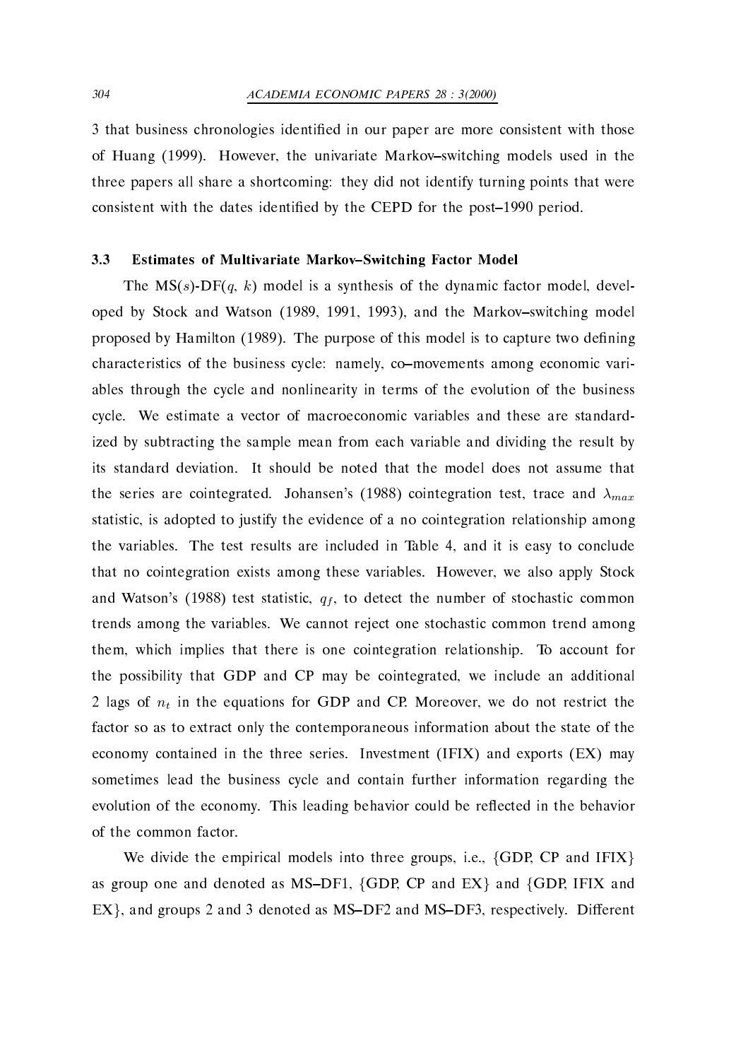3 that business chronologies identified in our paper are more consistent with those of Huang (1999). However, the univariate Markov–switching models used in the three papers all share a shortcoming: they did not identify turning points that were consistent with the dates identified by the CEPD for the post–1990 period.

### 3.3 Estimates of Multivariate Markov–Switching Factor Model

The MS($s$)-DF($q$, $k$) model is a synthesis of the dynamic factor model, developed by Stock and Watson (1989, 1991, 1993), and the Markov–switching model proposed by Hamilton (1989). The purpose of this model is to capture two defining characteristics of the business cycle: namely, co–movements among economic variables through the cycle and nonlinearity in terms of the evolution of the business cycle. We estimate a vector of macroeconomic variables and these are standardized by subtracting the sample mean from each variable and dividing the result by its standard deviation. It should be noted that the model does not assume that the series are cointegrated. Johansen's (1988) cointegration test, trace and $\lambda_{max}$ statistic, is adopted to justify the evidence of a no cointegration relationship among the variables. The test results are included in Table 4, and it is easy to conclude that no cointegration exists among these variables. However, we also apply Stock and Watson's (1988) test statistic, $q_f$, to detect the number of stochastic common trends among the variables. We cannot reject one stochastic common trend among them, which implies that there is one cointegration relationship. To account for the possibility that GDP and CP may be cointegrated, we include an additional 2 lags of $n_t$ in the equations for GDP and CP. Moreover, we do not restrict the factor so as to extract only the contemporaneous information about the state of the economy contained in the three series. Investment (IFIX) and exports (EX) may sometimes lead the business cycle and contain further information regarding the evolution of the economy. This leading behavior could be reflected in the behavior of the common factor.

We divide the empirical models into three groups, i.e., {GDP, CP and IFIX} as group one and denoted as MS–DF1, {GDP, CP and EX} and {GDP, IFIX and EX}, and groups 2 and 3 denoted as MS–DF2 and MS–DF3, respectively. Different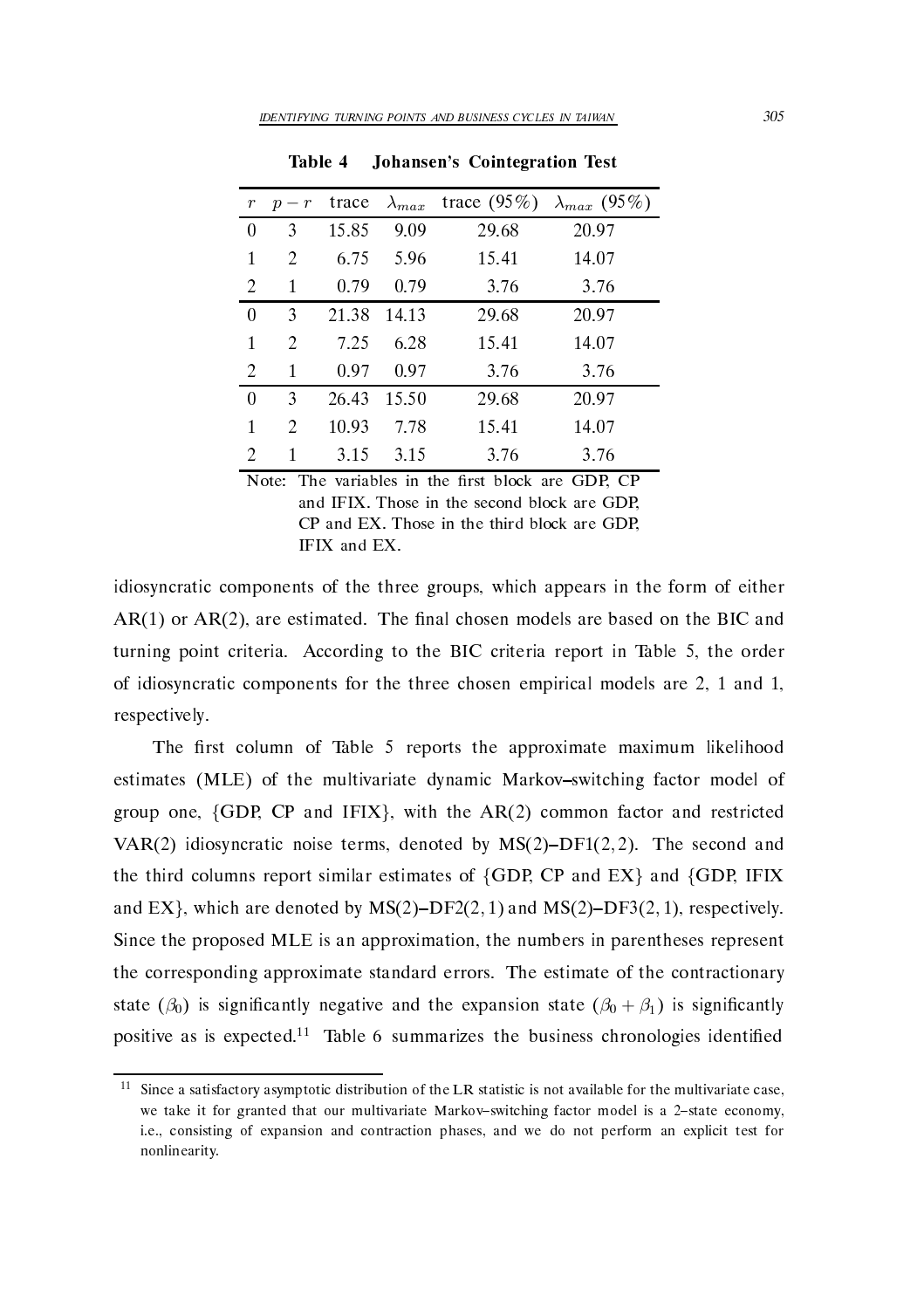**Table 4  Johansen's Cointegration Test**

| $r$ | $p-r$ | trace | $\lambda_{max}$ | trace (95%) | $\lambda_{max}$ (95%) |
|---|---|---|---|---|---|
| 0 | 3 | 15.85 | 9.09 | 29.68 | 20.97 |
| 1 | 2 | 6.75 | 5.96 | 15.41 | 14.07 |
| 2 | 1 | 0.79 | 0.79 | 3.76 | 3.76 |
| 0 | 3 | 21.38 | 14.13 | 29.68 | 20.97 |
| 1 | 2 | 7.25 | 6.28 | 15.41 | 14.07 |
| 2 | 1 | 0.97 | 0.97 | 3.76 | 3.76 |
| 0 | 3 | 26.43 | 15.50 | 29.68 | 20.97 |
| 1 | 2 | 10.93 | 7.78 | 15.41 | 14.07 |
| 2 | 1 | 3.15 | 3.15 | 3.76 | 3.76 |

Note: The variables in the first block are GDP, CP and IFIX. Those in the second block are GDP, CP and EX. Those in the third block are GDP, IFIX and EX.

idiosyncratic components of the three groups, which appears in the form of either AR(1) or AR(2), are estimated. The final chosen models are based on the BIC and turning point criteria. According to the BIC criteria report in Table 5, the order of idiosyncratic components for the three chosen empirical models are 2, 1 and 1, respectively.

The first column of Table 5 reports the approximate maximum likelihood estimates (MLE) of the multivariate dynamic Markov–switching factor model of group one, {GDP, CP and IFIX}, with the AR(2) common factor and restricted VAR(2) idiosyncratic noise terms, denoted by MS(2)–DF1(2, 2). The second and the third columns report similar estimates of {GDP, CP and EX} and {GDP, IFIX and EX}, which are denoted by MS(2)–DF2(2, 1) and MS(2)–DF3(2, 1), respectively. Since the proposed MLE is an approximation, the numbers in parentheses represent the corresponding approximate standard errors. The estimate of the contractionary state ($\beta_0$) is significantly negative and the expansion state ($\beta_0 + \beta_1$) is significantly positive as is expected.[11] Table 6 summarizes the business chronologies identified

[11] Since a satisfactory asymptotic distribution of the LR statistic is not available for the multivariate case, we take it for granted that our multivariate Markov–switching factor model is a 2–state economy, i.e., consisting of expansion and contraction phases, and we do not perform an explicit test for nonlinearity.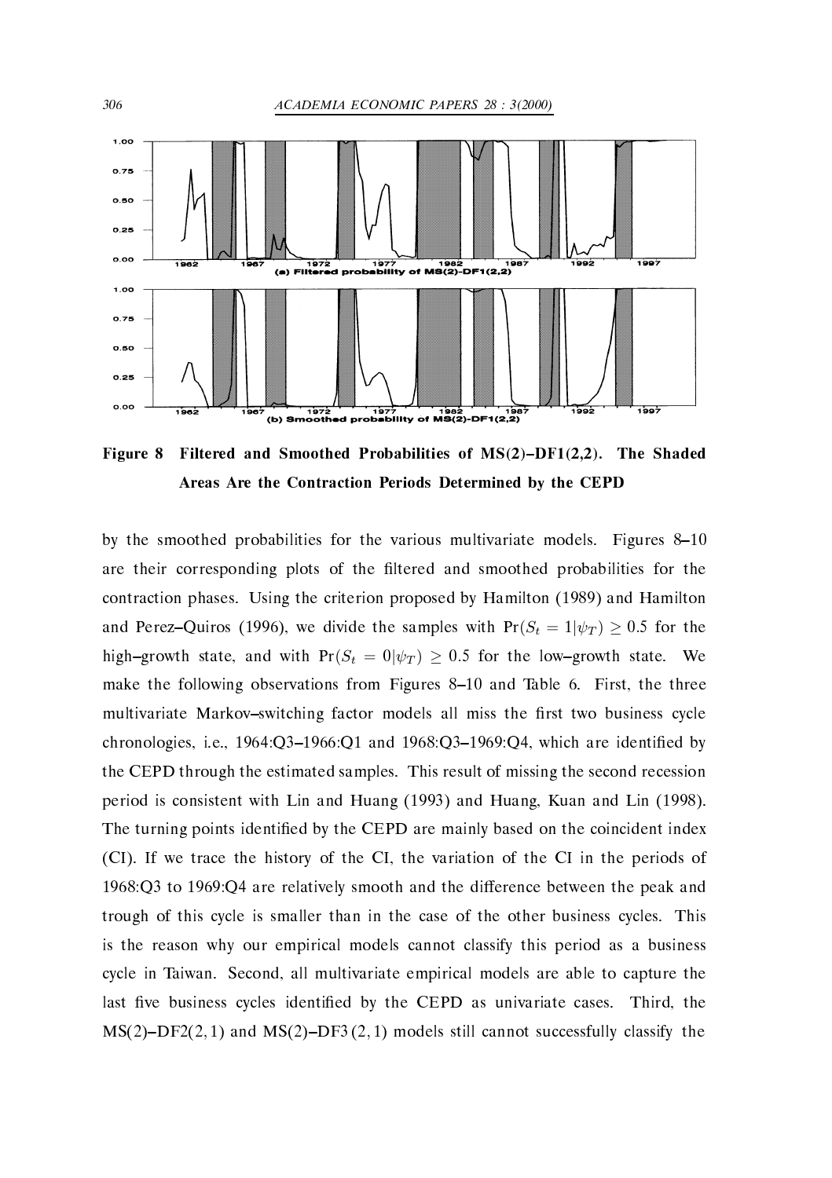**Figure 8 Filtered and Smoothed Probabilities of MS(2)–DF1(2,2). The Shaded Areas Are the Contraction Periods Determined by the CEPD**

by the smoothed probabilities for the various multivariate models. Figures 8–10 are their corresponding plots of the filtered and smoothed probabilities for the contraction phases. Using the criterion proposed by Hamilton (1989) and Hamilton and Perez–Quiros (1996), we divide the samples with $\Pr(S_t = 1|\psi_T) \geq 0.5$ for the high–growth state, and with $\Pr(S_t = 0|\psi_T) \geq 0.5$ for the low–growth state. We make the following observations from Figures 8–10 and Table 6. First, the three multivariate Markov–switching factor models all miss the first two business cycle chronologies, i.e., 1964:Q3–1966:Q1 and 1968:Q3–1969:Q4, which are identified by the CEPD through the estimated samples. This result of missing the second recession period is consistent with Lin and Huang (1993) and Huang, Kuan and Lin (1998). The turning points identified by the CEPD are mainly based on the coincident index (CI). If we trace the history of the CI, the variation of the CI in the periods of 1968:Q3 to 1969:Q4 are relatively smooth and the difference between the peak and trough of this cycle is smaller than in the case of the other business cycles. This is the reason why our empirical models cannot classify this period as a business cycle in Taiwan. Second, all multivariate empirical models are able to capture the last five business cycles identified by the CEPD as univariate cases. Third, the MS(2)–DF2$(2,1)$ and MS(2)–DF3$(2,1)$ models still cannot successfully classify the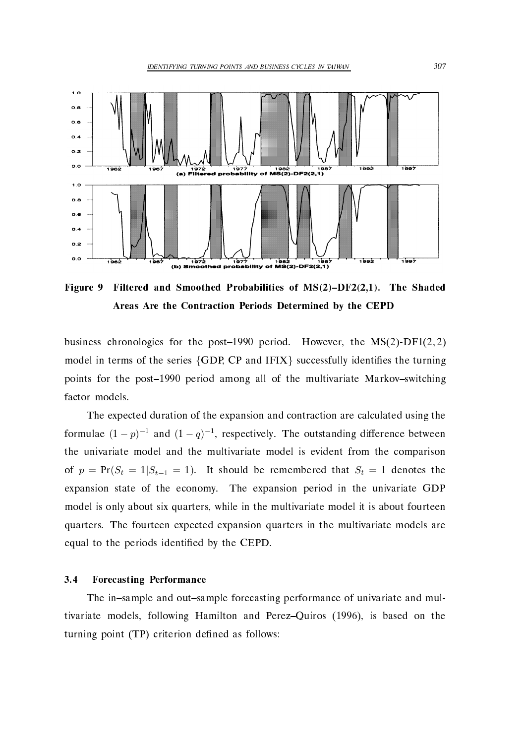**Figure 9 Filtered and Smoothed Probabilities of MS(2)–DF2(2,1). The Shaded Areas Are the Contraction Periods Determined by the CEPD**

business chronologies for the post–1990 period. However, the MS(2)-DF1(2, 2) model in terms of the series {GDP, CP and IFIX} successfully identifies the turning points for the post–1990 period among all of the multivariate Markov–switching factor models.

The expected duration of the expansion and contraction are calculated using the formulae $(1-p)^{-1}$ and $(1-q)^{-1}$, respectively. The outstanding difference between the univariate model and the multivariate model is evident from the comparison of $p = \Pr(S_t = 1|S_{t-1} = 1)$. It should be remembered that $S_t = 1$ denotes the expansion state of the economy. The expansion period in the univariate GDP model is only about six quarters, while in the multivariate model it is about fourteen quarters. The fourteen expected expansion quarters in the multivariate models are equal to the periods identified by the CEPD.

### 3.4 Forecasting Performance

The in–sample and out–sample forecasting performance of univariate and multivariate models, following Hamilton and Perez–Quiros (1996), is based on the turning point (TP) criterion defined as follows: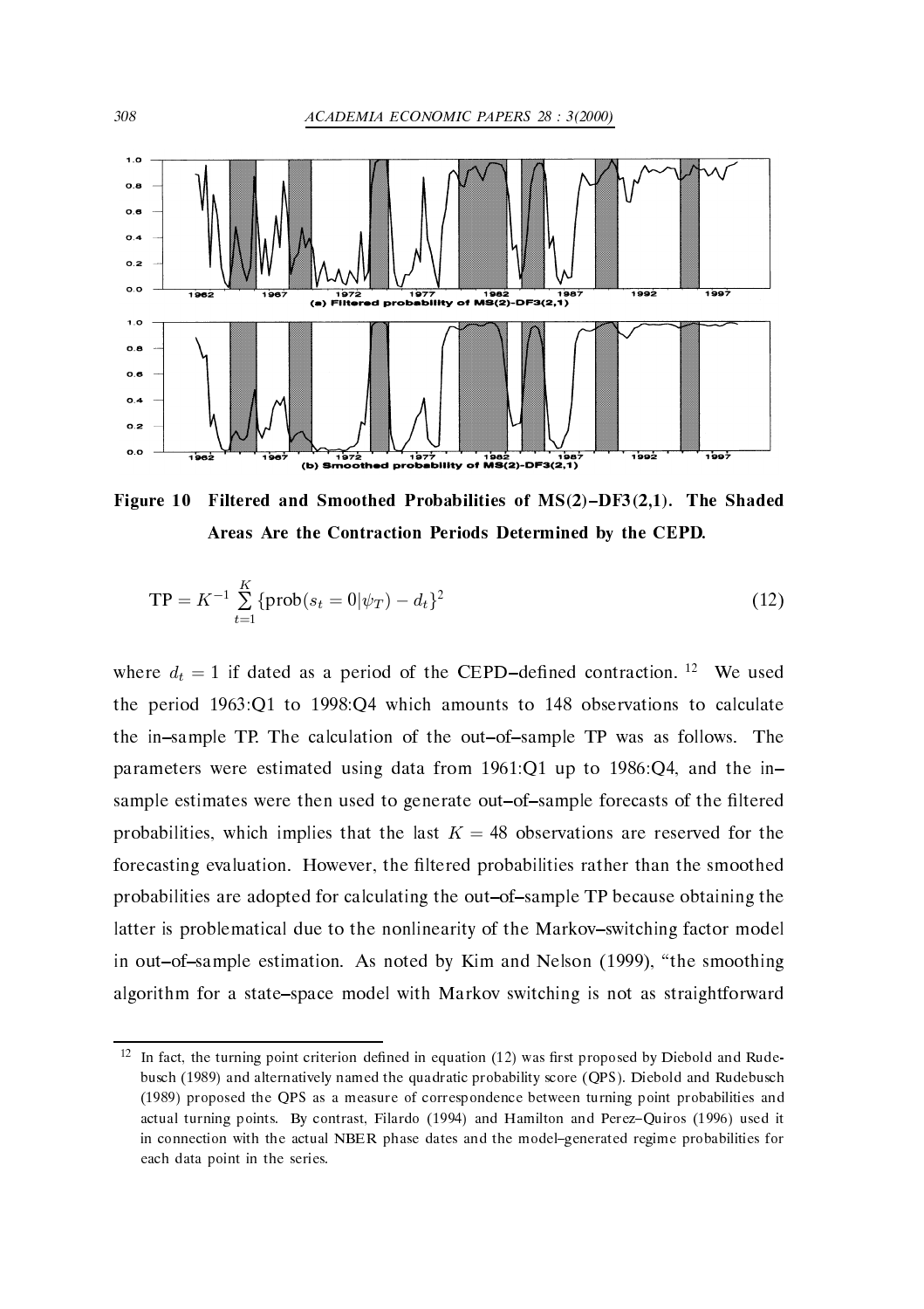**Figure 10 Filtered and Smoothed Probabilities of MS(2)–DF3(2,1). The Shaded Areas Are the Contraction Periods Determined by the CEPD.**

$$\mathrm{TP} = K^{-1} \sum_{t=1}^{K} \{\mathrm{prob}(s_t = 0|\psi_T) - d_t\}^2 \tag{12}$$

where $d_t = 1$ if dated as a period of the CEPD–defined contraction. [12] We used the period 1963:Q1 to 1998:Q4 which amounts to 148 observations to calculate the in–sample TP. The calculation of the out–of–sample TP was as follows. The parameters were estimated using data from 1961:Q1 up to 1986:Q4, and the in–sample estimates were then used to generate out–of–sample forecasts of the filtered probabilities, which implies that the last $K = 48$ observations are reserved for the forecasting evaluation. However, the filtered probabilities rather than the smoothed probabilities are adopted for calculating the out–of–sample TP because obtaining the latter is problematical due to the nonlinearity of the Markov–switching factor model in out–of–sample estimation. As noted by Kim and Nelson (1999), "the smoothing algorithm for a state–space model with Markov switching is not as straightforward

---

[12] In fact, the turning point criterion defined in equation (12) was first proposed by Diebold and Rudebusch (1989) and alternatively named the quadratic probability score (QPS). Diebold and Rudebusch (1989) proposed the QPS as a measure of correspondence between turning point probabilities and actual turning points. By contrast, Filardo (1994) and Hamilton and Perez–Quiros (1996) used it in connection with the actual NBER phase dates and the model–generated regime probabilities for each data point in the series.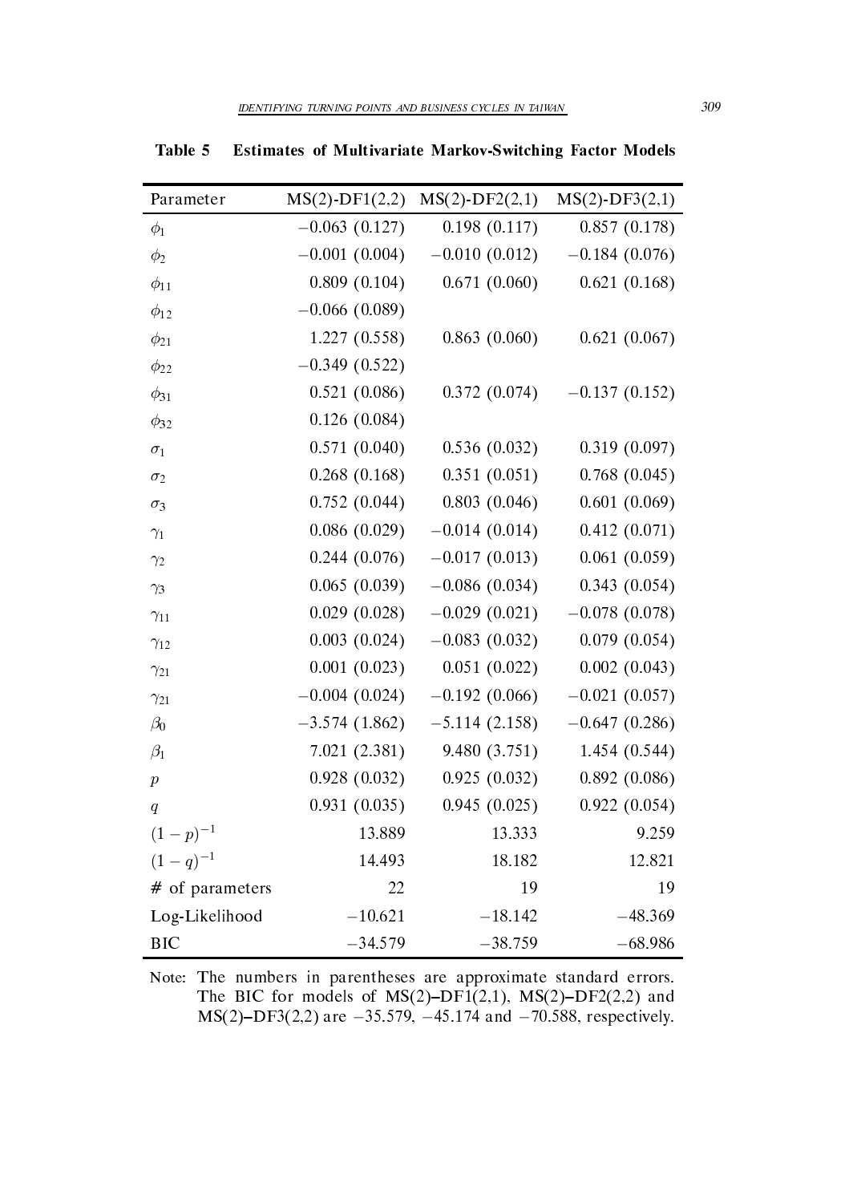**Table 5 Estimates of Multivariate Markov-Switching Factor Models**

| Parameter | MS(2)-DF1(2,2) | MS(2)-DF2(2,1) | MS(2)-DF3(2,1) |
|---|---|---|---|
| $\phi_1$ | −0.063 (0.127) | 0.198 (0.117) | 0.857 (0.178) |
| $\phi_2$ | −0.001 (0.004) | −0.010 (0.012) | −0.184 (0.076) |
| $\phi_{11}$ | 0.809 (0.104) | 0.671 (0.060) | 0.621 (0.168) |
| $\phi_{12}$ | −0.066 (0.089) | | |
| $\phi_{21}$ | 1.227 (0.558) | 0.863 (0.060) | 0.621 (0.067) |
| $\phi_{22}$ | −0.349 (0.522) | | |
| $\phi_{31}$ | 0.521 (0.086) | 0.372 (0.074) | −0.137 (0.152) |
| $\phi_{32}$ | 0.126 (0.084) | | |
| $\sigma_1$ | 0.571 (0.040) | 0.536 (0.032) | 0.319 (0.097) |
| $\sigma_2$ | 0.268 (0.168) | 0.351 (0.051) | 0.768 (0.045) |
| $\sigma_3$ | 0.752 (0.044) | 0.803 (0.046) | 0.601 (0.069) |
| $\gamma_1$ | 0.086 (0.029) | −0.014 (0.014) | 0.412 (0.071) |
| $\gamma_2$ | 0.244 (0.076) | −0.017 (0.013) | 0.061 (0.059) |
| $\gamma_3$ | 0.065 (0.039) | −0.086 (0.034) | 0.343 (0.054) |
| $\gamma_{11}$ | 0.029 (0.028) | −0.029 (0.021) | −0.078 (0.078) |
| $\gamma_{12}$ | 0.003 (0.024) | −0.083 (0.032) | 0.079 (0.054) |
| $\gamma_{21}$ | 0.001 (0.023) | 0.051 (0.022) | 0.002 (0.043) |
| $\gamma_{21}$ | −0.004 (0.024) | −0.192 (0.066) | −0.021 (0.057) |
| $\beta_0$ | −3.574 (1.862) | −5.114 (2.158) | −0.647 (0.286) |
| $\beta_1$ | 7.021 (2.381) | 9.480 (3.751) | 1.454 (0.544) |
| $p$ | 0.928 (0.032) | 0.925 (0.032) | 0.892 (0.086) |
| $q$ | 0.931 (0.035) | 0.945 (0.025) | 0.922 (0.054) |
| $(1-p)^{-1}$ | 13.889 | 13.333 | 9.259 |
| $(1-q)^{-1}$ | 14.493 | 18.182 | 12.821 |
| # of parameters | 22 | 19 | 19 |
| Log-Likelihood | −10.621 | −18.142 | −48.369 |
| BIC | −34.579 | −38.759 | −68.986 |

Note: The numbers in parentheses are approximate standard errors. The BIC for models of MS(2)–DF1(2,1), MS(2)–DF2(2,2) and MS(2)–DF3(2,2) are −35.579, −45.174 and −70.588, respectively.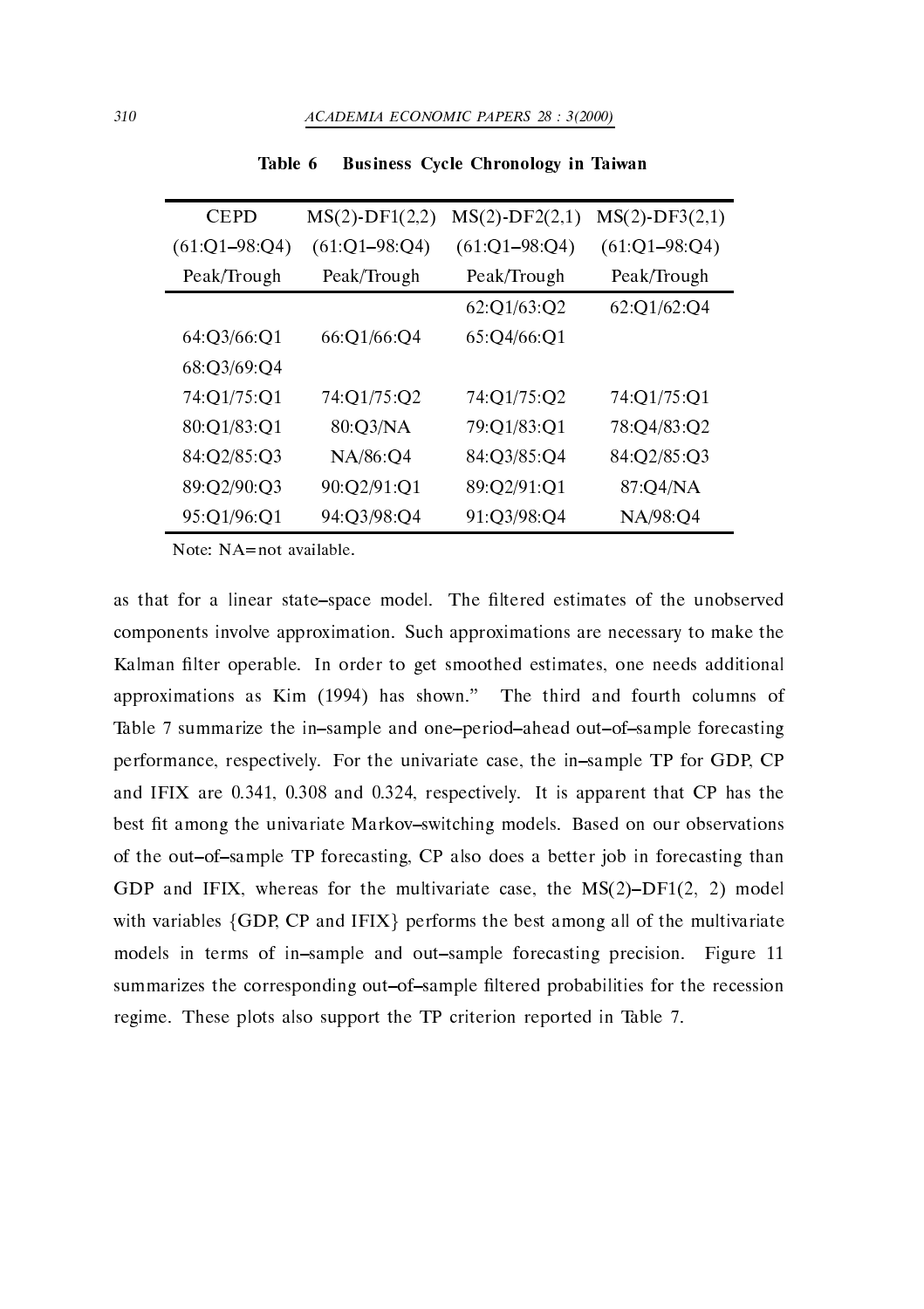**Table 6 Business Cycle Chronology in Taiwan**

| CEPD (61:Q1–98:Q4) Peak/Trough | MS(2)-DF1(2,2) (61:Q1–98:Q4) Peak/Trough | MS(2)-DF2(2,1) (61:Q1–98:Q4) Peak/Trough | MS(2)-DF3(2,1) (61:Q1–98:Q4) Peak/Trough |
|---|---|---|---|
| | | 62:Q1/63:Q2 | 62:Q1/62:Q4 |
| 64:Q3/66:Q1 | 66:Q1/66:Q4 | 65:Q4/66:Q1 | |
| 68:Q3/69:Q4 | | | |
| 74:Q1/75:Q1 | 74:Q1/75:Q2 | 74:Q1/75:Q2 | 74:Q1/75:Q1 |
| 80:Q1/83:Q1 | 80:Q3/NA | 79:Q1/83:Q1 | 78:Q4/83:Q2 |
| 84:Q2/85:Q3 | NA/86:Q4 | 84:Q3/85:Q4 | 84:Q2/85:Q3 |
| 89:Q2/90:Q3 | 90:Q2/91:Q1 | 89:Q2/91:Q1 | 87:Q4/NA |
| 95:Q1/96:Q1 | 94:Q3/98:Q4 | 91:Q3/98:Q4 | NA/98:Q4 |

Note: NA=not available.

as that for a linear state–space model. The filtered estimates of the unobserved components involve approximation. Such approximations are necessary to make the Kalman filter operable. In order to get smoothed estimates, one needs additional approximations as Kim (1994) has shown." The third and fourth columns of Table 7 summarize the in–sample and one–period–ahead out–of–sample forecasting performance, respectively. For the univariate case, the in–sample TP for GDP, CP and IFIX are 0.341, 0.308 and 0.324, respectively. It is apparent that CP has the best fit among the univariate Markov–switching models. Based on our observations of the out–of–sample TP forecasting, CP also does a better job in forecasting than GDP and IFIX, whereas for the multivariate case, the MS(2)–DF1(2, 2) model with variables {GDP, CP and IFIX} performs the best among all of the multivariate models in terms of in–sample and out–sample forecasting precision. Figure 11 summarizes the corresponding out–of–sample filtered probabilities for the recession regime. These plots also support the TP criterion reported in Table 7.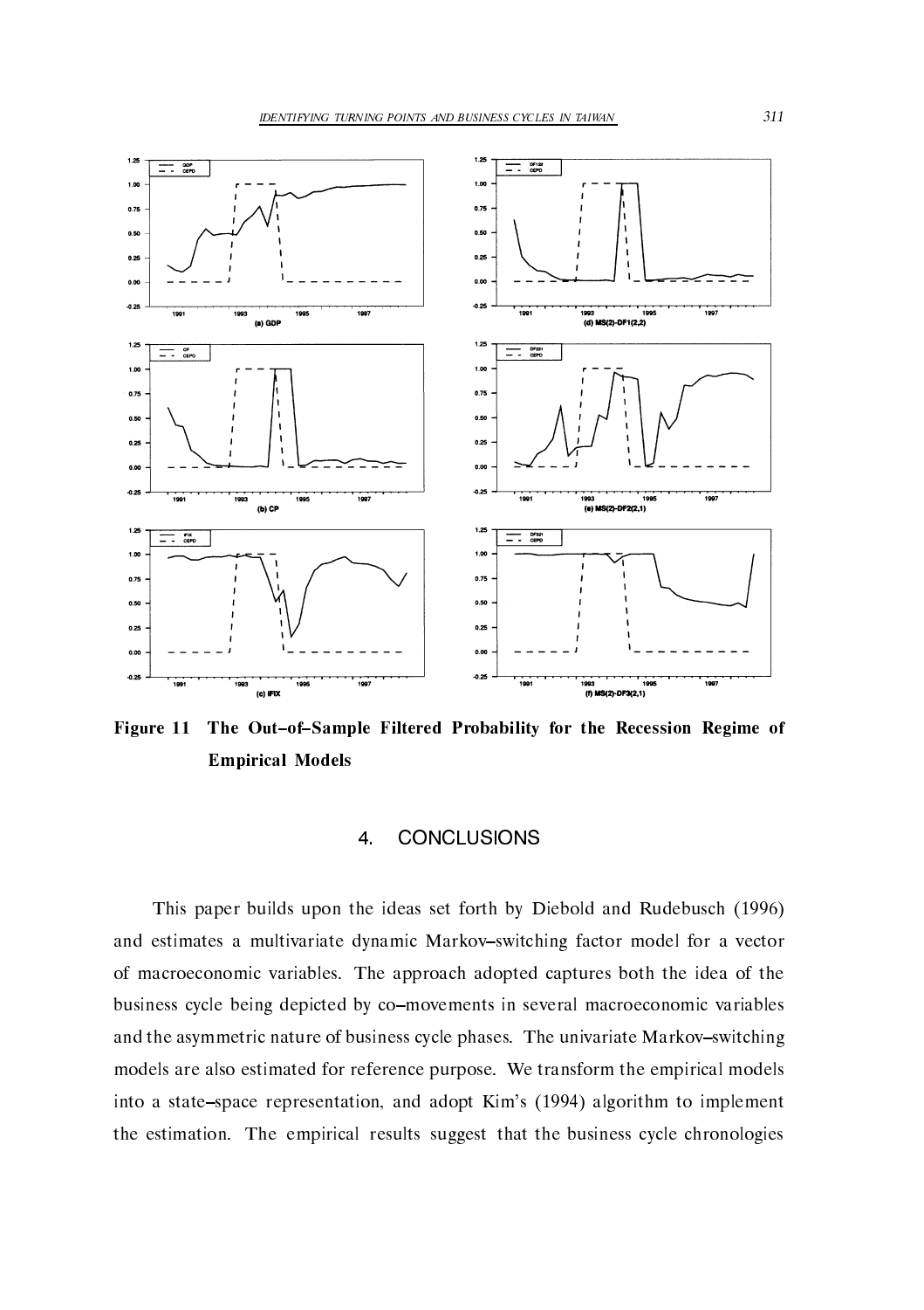**Figure 11 The Out–of–Sample Filtered Probability for the Recession Regime of Empirical Models**

## 4. CONCLUSIONS

This paper builds upon the ideas set forth by Diebold and Rudebusch (1996) and estimates a multivariate dynamic Markov–switching factor model for a vector of macroeconomic variables. The approach adopted captures both the idea of the business cycle being depicted by co–movements in several macroeconomic variables and the asymmetric nature of business cycle phases. The univariate Markov–switching models are also estimated for reference purpose. We transform the empirical models into a state–space representation, and adopt Kim's (1994) algorithm to implement the estimation. The empirical results suggest that the business cycle chronologies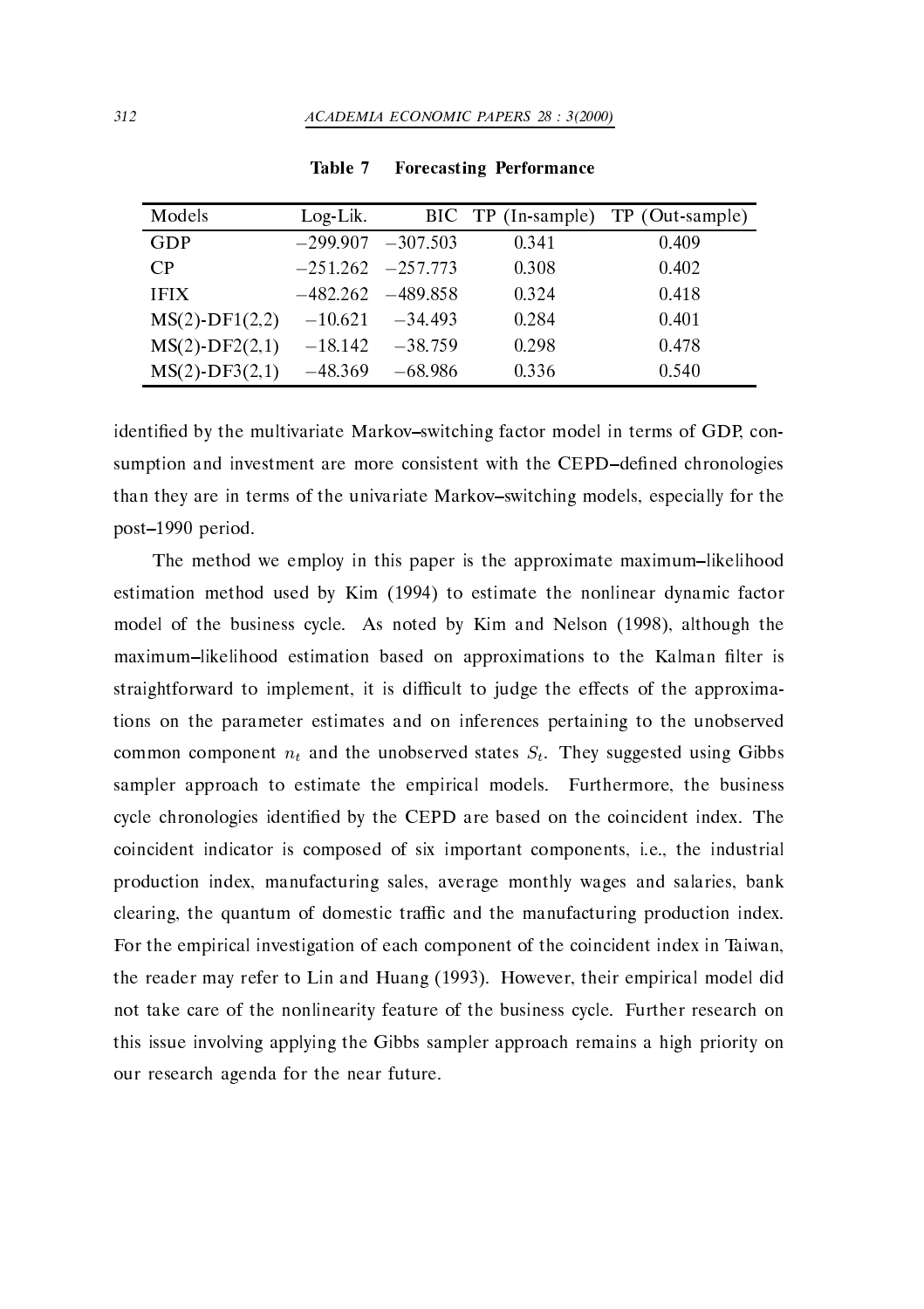**Table 7 Forecasting Performance**

| Models | Log-Lik. | BIC | TP (In-sample) | TP (Out-sample) |
|---|---|---|---|---|
| GDP | −299.907 | −307.503 | 0.341 | 0.409 |
| CP | −251.262 | −257.773 | 0.308 | 0.402 |
| IFIX | −482.262 | −489.858 | 0.324 | 0.418 |
| MS(2)-DF1(2,2) | −10.621 | −34.493 | 0.284 | 0.401 |
| MS(2)-DF2(2,1) | −18.142 | −38.759 | 0.298 | 0.478 |
| MS(2)-DF3(2,1) | −48.369 | −68.986 | 0.336 | 0.540 |

identified by the multivariate Markov–switching factor model in terms of GDP, consumption and investment are more consistent with the CEPD–defined chronologies than they are in terms of the univariate Markov–switching models, especially for the post–1990 period.

The method we employ in this paper is the approximate maximum–likelihood estimation method used by Kim (1994) to estimate the nonlinear dynamic factor model of the business cycle. As noted by Kim and Nelson (1998), although the maximum–likelihood estimation based on approximations to the Kalman filter is straightforward to implement, it is difficult to judge the effects of the approximations on the parameter estimates and on inferences pertaining to the unobserved common component $n_t$ and the unobserved states $S_t$. They suggested using Gibbs sampler approach to estimate the empirical models. Furthermore, the business cycle chronologies identified by the CEPD are based on the coincident index. The coincident indicator is composed of six important components, i.e., the industrial production index, manufacturing sales, average monthly wages and salaries, bank clearing, the quantum of domestic traffic and the manufacturing production index. For the empirical investigation of each component of the coincident index in Taiwan, the reader may refer to Lin and Huang (1993). However, their empirical model did not take care of the nonlinearity feature of the business cycle. Further research on this issue involving applying the Gibbs sampler approach remains a high priority on our research agenda for the near future.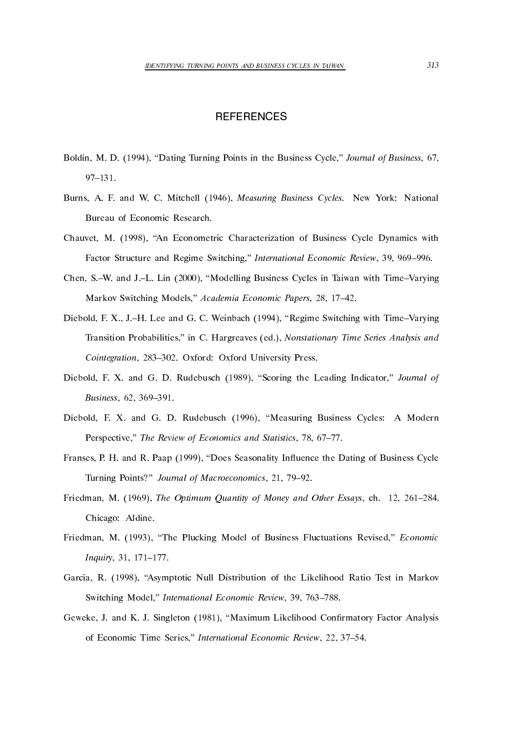## REFERENCES

Boldin, M. D. (1994), "Dating Turning Points in the Business Cycle," *Journal of Business*, 67, 97–131.

Burns, A. F. and W. C. Mitchell (1946), *Measuring Business Cycles*. New York: National Bureau of Economic Research.

Chauvet, M. (1998), "An Econometric Characterization of Business Cycle Dynamics with Factor Structure and Regime Switching," *International Economic Review*, 39, 969–996.

Chen, S.–W. and J.–L. Lin (2000), "Modelling Business Cycles in Taiwan with Time–Varying Markov Switching Models," *Academia Economic Papers*, 28, 17–42.

Diebold, F. X., J.–H. Lee and G. C. Weinbach (1994), "Regime Switching with Time–Varying Transition Probabilities," in C. Hargreaves (ed.), *Nonstationary Time Series Analysis and Cointegration*, 283–302. Oxford: Oxford University Press.

Diebold, F. X. and G. D. Rudebusch (1989), "Scoring the Leading Indicator," *Journal of Business*, 62, 369–391.

Diebold, F. X. and G. D. Rudebusch (1996), "Measuring Business Cycles: A Modern Perspective," *The Review of Economics and Statistics*, 78, 67–77.

Franses, P. H. and R. Paap (1999), "Does Seasonality Influence the Dating of Business Cycle Turning Points?" *Journal of Macroeconomics*, 21, 79–92.

Friedman, M. (1969), *The Optimum Quantity of Money and Other Essays*, ch. 12, 261–284. Chicago: Aldine.

Friedman, M. (1993), "The Plucking Model of Business Fluctuations Revised," *Economic Inquiry*, 31, 171–177.

Garcia, R. (1998), "Asymptotic Null Distribution of the Likelihood Ratio Test in Markov Switching Model," *International Economic Review*, 39, 763–788.

Geweke, J. and K. J. Singleton (1981), "Maximum Likelihood Confirmatory Factor Analysis of Economic Time Series," *International Economic Review*, 22, 37–54.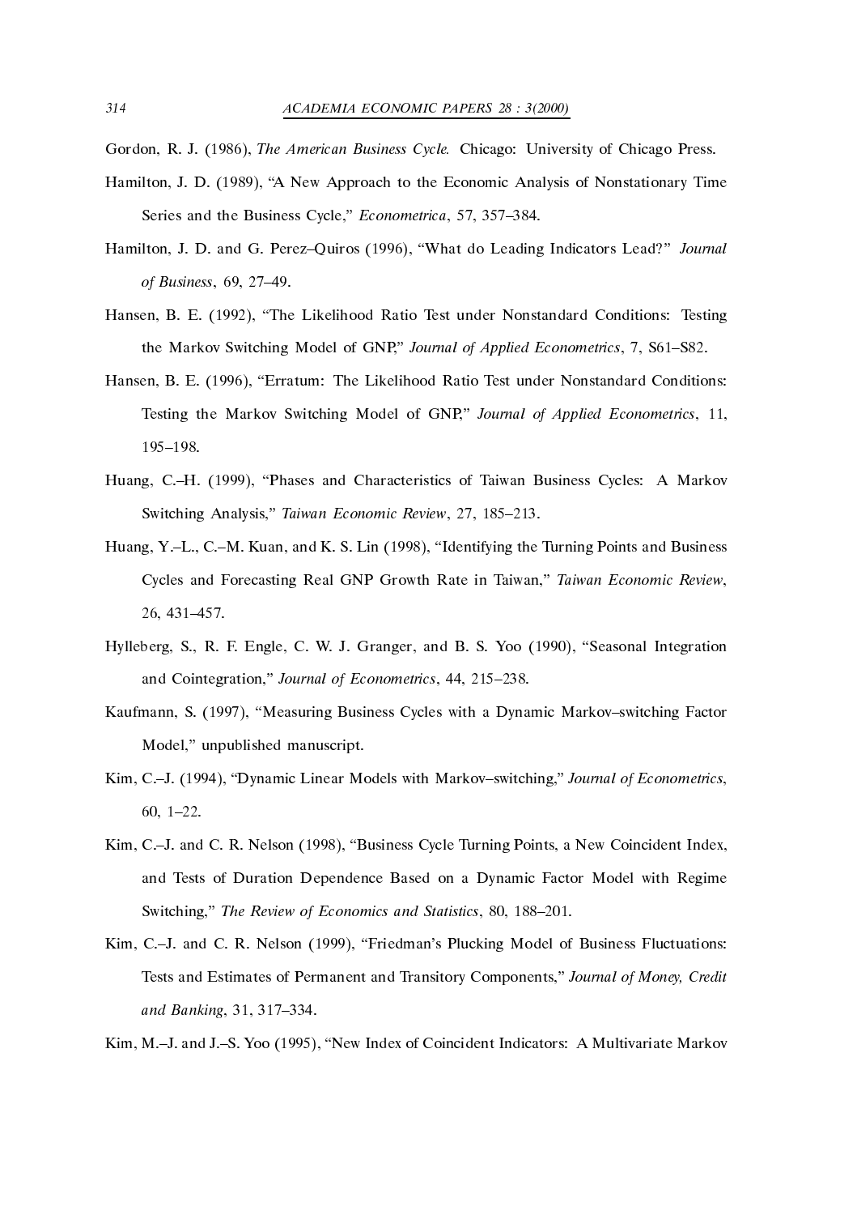Gordon, R. J. (1986), *The American Business Cycle.* Chicago: University of Chicago Press.

Hamilton, J. D. (1989), "A New Approach to the Economic Analysis of Nonstationary Time Series and the Business Cycle," *Econometrica*, 57, 357–384.

Hamilton, J. D. and G. Perez–Quiros (1996), "What do Leading Indicators Lead?" *Journal of Business*, 69, 27–49.

Hansen, B. E. (1992), "The Likelihood Ratio Test under Nonstandard Conditions: Testing the Markov Switching Model of GNP," *Journal of Applied Econometrics*, 7, S61–S82.

Hansen, B. E. (1996), "Erratum: The Likelihood Ratio Test under Nonstandard Conditions: Testing the Markov Switching Model of GNP," *Journal of Applied Econometrics*, 11, 195–198.

Huang, C.–H. (1999), "Phases and Characteristics of Taiwan Business Cycles: A Markov Switching Analysis," *Taiwan Economic Review*, 27, 185–213.

Huang, Y.–L., C.–M. Kuan, and K. S. Lin (1998), "Identifying the Turning Points and Business Cycles and Forecasting Real GNP Growth Rate in Taiwan," *Taiwan Economic Review*, 26, 431–457.

Hylleberg, S., R. F. Engle, C. W. J. Granger, and B. S. Yoo (1990), "Seasonal Integration and Cointegration," *Journal of Econometrics*, 44, 215–238.

Kaufmann, S. (1997), "Measuring Business Cycles with a Dynamic Markov–switching Factor Model," unpublished manuscript.

Kim, C.–J. (1994), "Dynamic Linear Models with Markov–switching," *Journal of Econometrics*, 60, 1–22.

Kim, C.–J. and C. R. Nelson (1998), "Business Cycle Turning Points, a New Coincident Index, and Tests of Duration Dependence Based on a Dynamic Factor Model with Regime Switching," *The Review of Economics and Statistics*, 80, 188–201.

Kim, C.–J. and C. R. Nelson (1999), "Friedman's Plucking Model of Business Fluctuations: Tests and Estimates of Permanent and Transitory Components," *Journal of Money, Credit and Banking*, 31, 317–334.

Kim, M.–J. and J.–S. Yoo (1995), "New Index of Coincident Indicators: A Multivariate Markov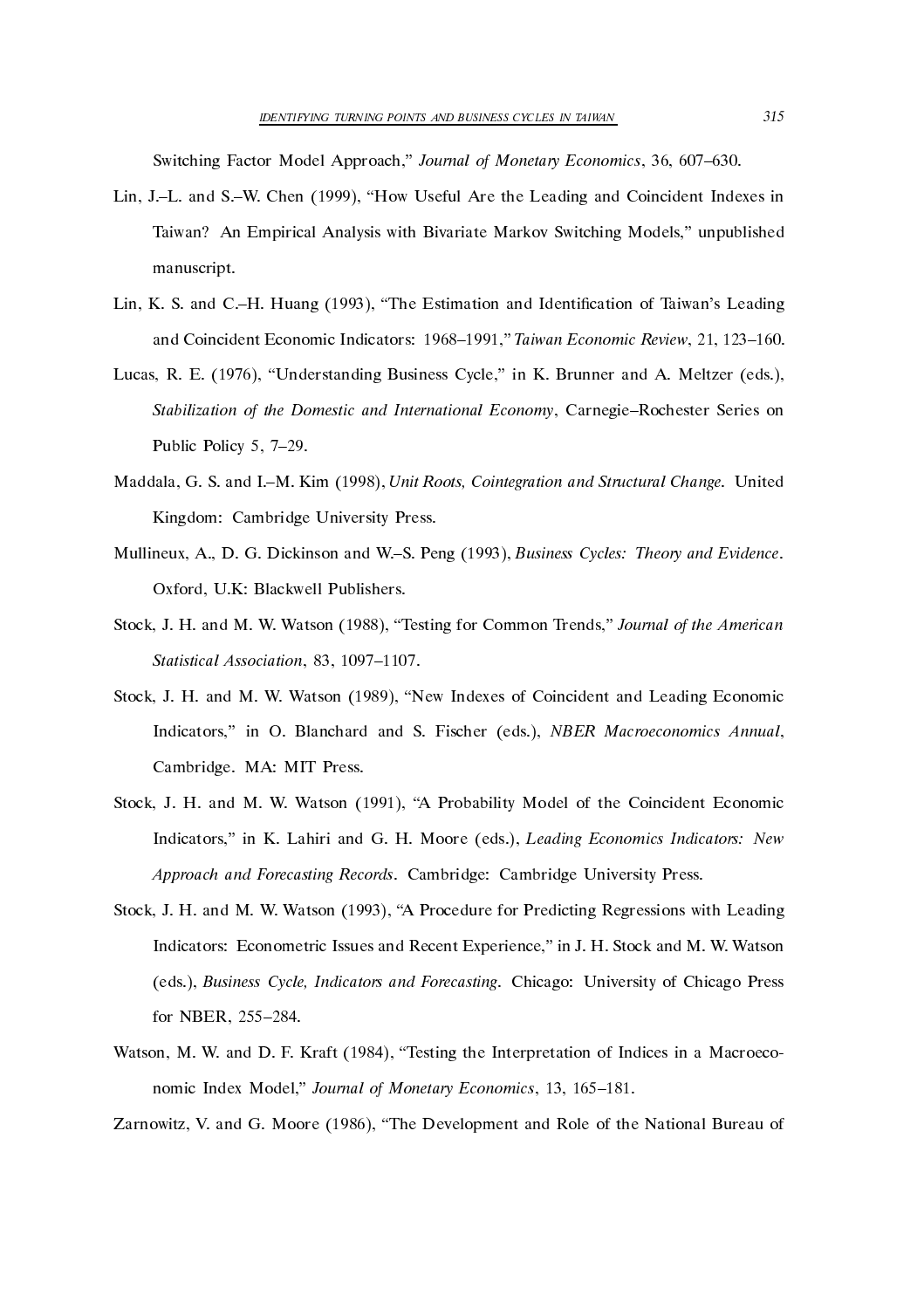Switching Factor Model Approach," *Journal of Monetary Economics*, 36, 607–630.

Lin, J.–L. and S.–W. Chen (1999), "How Useful Are the Leading and Coincident Indexes in Taiwan? An Empirical Analysis with Bivariate Markov Switching Models," unpublished manuscript.

Lin, K. S. and C.–H. Huang (1993), "The Estimation and Identification of Taiwan's Leading and Coincident Economic Indicators: 1968–1991," *Taiwan Economic Review*, 21, 123–160.

Lucas, R. E. (1976), "Understanding Business Cycle," in K. Brunner and A. Meltzer (eds.), *Stabilization of the Domestic and International Economy*, Carnegie–Rochester Series on Public Policy 5, 7–29.

Maddala, G. S. and I.–M. Kim (1998), *Unit Roots, Cointegration and Structural Change*. United Kingdom: Cambridge University Press.

Mullineux, A., D. G. Dickinson and W.–S. Peng (1993), *Business Cycles: Theory and Evidence*. Oxford, U.K: Blackwell Publishers.

Stock, J. H. and M. W. Watson (1988), "Testing for Common Trends," *Journal of the American Statistical Association*, 83, 1097–1107.

Stock, J. H. and M. W. Watson (1989), "New Indexes of Coincident and Leading Economic Indicators," in O. Blanchard and S. Fischer (eds.), *NBER Macroeconomics Annual*, Cambridge. MA: MIT Press.

Stock, J. H. and M. W. Watson (1991), "A Probability Model of the Coincident Economic Indicators," in K. Lahiri and G. H. Moore (eds.), *Leading Economics Indicators: New Approach and Forecasting Records*. Cambridge: Cambridge University Press.

Stock, J. H. and M. W. Watson (1993), "A Procedure for Predicting Regressions with Leading Indicators: Econometric Issues and Recent Experience," in J. H. Stock and M. W. Watson (eds.), *Business Cycle, Indicators and Forecasting*. Chicago: University of Chicago Press for NBER, 255–284.

Watson, M. W. and D. F. Kraft (1984), "Testing the Interpretation of Indices in a Macroeconomic Index Model," *Journal of Monetary Economics*, 13, 165–181.

Zarnowitz, V. and G. Moore (1986), "The Development and Role of the National Bureau of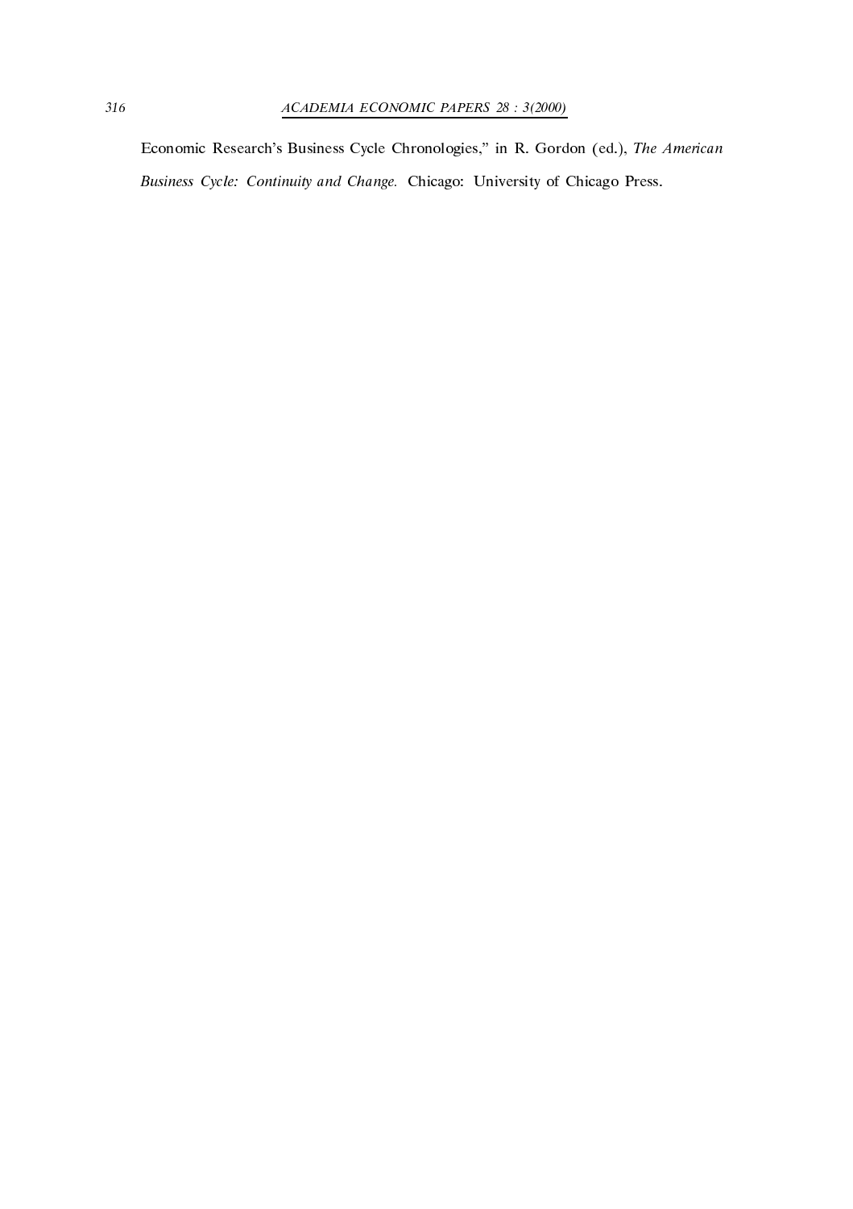Economic Research's Business Cycle Chronologies," in R. Gordon (ed.), *The American Business Cycle: Continuity and Change.* Chicago: University of Chicago Press.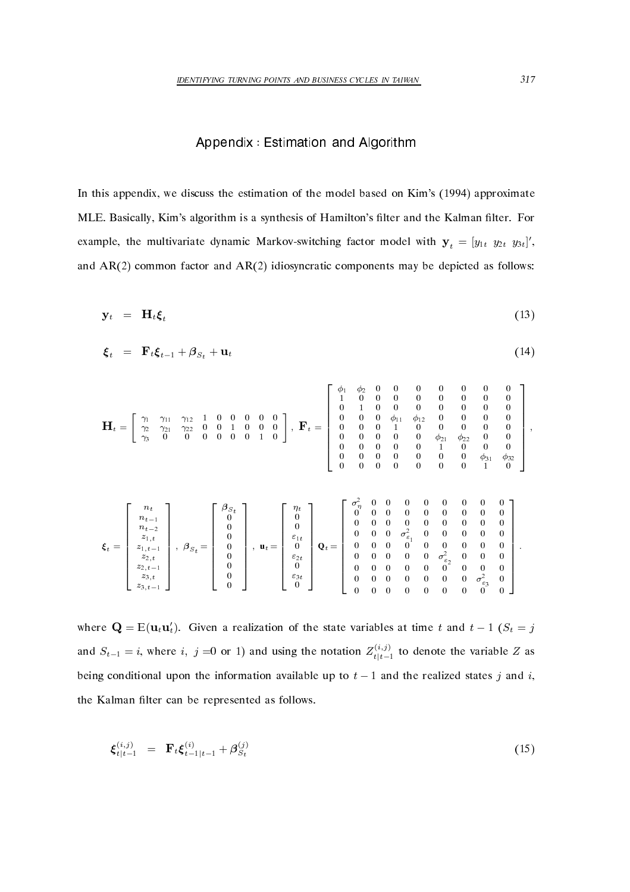## Appendix : Estimation and Algorithm

In this appendix, we discuss the estimation of the model based on Kim's (1994) approximate MLE. Basically, Kim's algorithm is a synthesis of Hamilton's filter and the Kalman filter. For example, the multivariate dynamic Markov-switching factor model with $\mathbf{y}_t = [y_{1t}\ y_{2t}\ y_{3t}]'$, and AR(2) common factor and AR(2) idiosyncratic components may be depicted as follows:

$$\mathbf{y}_t = \mathbf{H}_t \boldsymbol{\xi}_t \tag{13}$$

$$\boldsymbol{\xi}_t = \mathbf{F}_t \boldsymbol{\xi}_{t-1} + \boldsymbol{\beta}_{S_t} + \mathbf{u}_t \tag{14}$$

$$\mathbf{H}_t = \begin{bmatrix} \gamma_1 & \gamma_{11} & \gamma_{12} & 1 & 0 & 0 & 0 & 0 & 0 \\ \gamma_2 & \gamma_{21} & \gamma_{22} & 0 & 0 & 1 & 0 & 0 & 0 \\ \gamma_3 & 0 & 0 & 0 & 0 & 0 & 0 & 1 & 0 \end{bmatrix}, \ \mathbf{F}_t = \begin{bmatrix} \phi_1 & \phi_2 & 0 & 0 & 0 & 0 & 0 & 0 & 0 \\ 1 & 0 & 0 & 0 & 0 & 0 & 0 & 0 & 0 \\ 0 & 1 & 0 & 0 & 0 & 0 & 0 & 0 & 0 \\ 0 & 0 & 0 & \phi_{11} & \phi_{12} & 0 & 0 & 0 & 0 \\ 0 & 0 & 0 & 1 & 0 & 0 & 0 & 0 & 0 \\ 0 & 0 & 0 & 0 & 0 & \phi_{21} & \phi_{22} & 0 & 0 \\ 0 & 0 & 0 & 0 & 0 & 1 & 0 & 0 & 0 \\ 0 & 0 & 0 & 0 & 0 & 0 & 0 & \phi_{31} & \phi_{32} \\ 0 & 0 & 0 & 0 & 0 & 0 & 0 & 1 & 0 \end{bmatrix},$$

$$\boldsymbol{\xi}_t = \begin{bmatrix} n_t \\ n_{t-1} \\ n_{t-2} \\ z_{1,t} \\ z_{1,t-1} \\ z_{2,t} \\ z_{2,t-1} \\ z_{3,t} \\ z_{3,t-1} \end{bmatrix}, \ \boldsymbol{\beta}_{S_t} = \begin{bmatrix} \boldsymbol{\beta}_{S_t} \\ 0 \\ 0 \\ 0 \\ 0 \\ 0 \\ 0 \\ 0 \\ 0 \end{bmatrix}, \ \mathbf{u}_t = \begin{bmatrix} \eta_t \\ 0 \\ 0 \\ \varepsilon_{1t} \\ 0 \\ \varepsilon_{2t} \\ 0 \\ \varepsilon_{3t} \\ 0 \end{bmatrix} \ \mathbf{Q}_t = \begin{bmatrix} \sigma_\eta^2 & 0 & 0 & 0 & 0 & 0 & 0 & 0 & 0 \\ 0 & 0 & 0 & 0 & 0 & 0 & 0 & 0 & 0 \\ 0 & 0 & 0 & 0 & 0 & 0 & 0 & 0 & 0 \\ 0 & 0 & 0 & \sigma_{\varepsilon_1}^2 & 0 & 0 & 0 & 0 & 0 \\ 0 & 0 & 0 & 0 & 0 & 0 & 0 & 0 & 0 \\ 0 & 0 & 0 & 0 & 0 & \sigma_{\varepsilon_2}^2 & 0 & 0 & 0 \\ 0 & 0 & 0 & 0 & 0 & 0 & 0 & 0 & 0 \\ 0 & 0 & 0 & 0 & 0 & 0 & 0 & \sigma_{\varepsilon_3}^2 & 0 \\ 0 & 0 & 0 & 0 & 0 & 0 & 0 & 0 & 0 \end{bmatrix}.$$

where $\mathbf{Q} = \mathrm{E}(\mathbf{u}_t \mathbf{u}_t')$. Given a realization of the state variables at time $t$ and $t-1$ ($S_t = j$ and $S_{t-1} = i$, where $i,\ j$ =0 or 1) and using the notation $Z_{t|t-1}^{(i,j)}$ to denote the variable $Z$ as being conditional upon the information available up to $t-1$ and the realized states $j$ and $i$, the Kalman filter can be represented as follows.

$$\boldsymbol{\xi}_{t|t-1}^{(i,j)} = \mathbf{F}_t \boldsymbol{\xi}_{t-1|t-1}^{(i)} + \boldsymbol{\beta}_{S_t}^{(j)} \tag{15}$$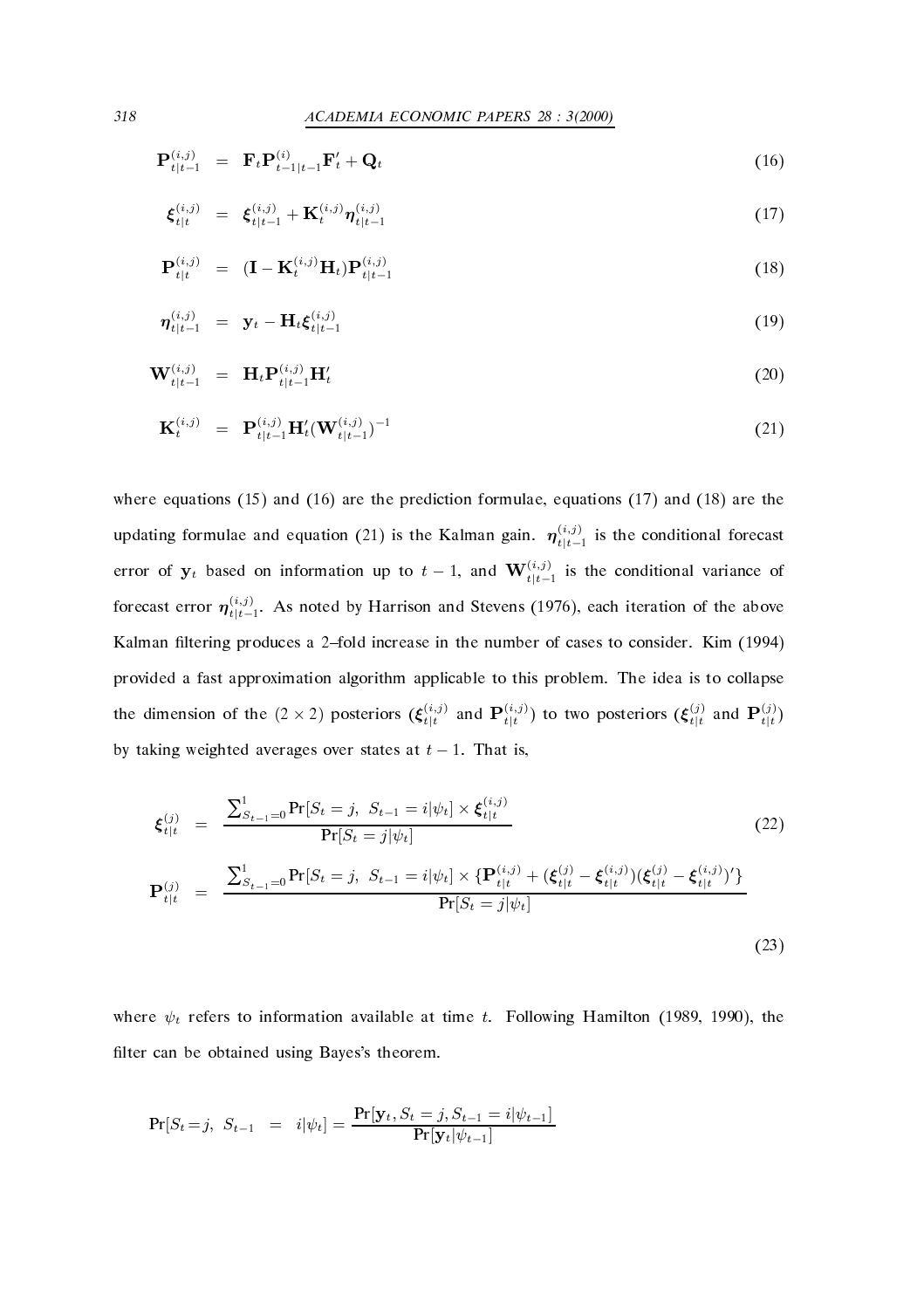$$\mathbf{P}_{t|t-1}^{(i,j)} = \mathbf{F}_t \mathbf{P}_{t-1|t-1}^{(i)} \mathbf{F}_t' + \mathbf{Q}_t \tag{16}$$

$$\boldsymbol{\xi}_{t|t}^{(i,j)} = \boldsymbol{\xi}_{t|t-1}^{(i,j)} + \mathbf{K}_t^{(i,j)} \boldsymbol{\eta}_{t|t-1}^{(i,j)} \tag{17}$$

$$\mathbf{P}_{t|t}^{(i,j)} = (\mathbf{I} - \mathbf{K}_t^{(i,j)} \mathbf{H}_t) \mathbf{P}_{t|t-1}^{(i,j)} \tag{18}$$

$$\boldsymbol{\eta}_{t|t-1}^{(i,j)} = \mathbf{y}_t - \mathbf{H}_t \boldsymbol{\xi}_{t|t-1}^{(i,j)} \tag{19}$$

$$\mathbf{W}_{t|t-1}^{(i,j)} = \mathbf{H}_t \mathbf{P}_{t|t-1}^{(i,j)} \mathbf{H}_t' \tag{20}$$

$$\mathbf{K}_t^{(i,j)} = \mathbf{P}_{t|t-1}^{(i,j)} \mathbf{H}_t' (\mathbf{W}_{t|t-1}^{(i,j)})^{-1} \tag{21}$$

where equations (15) and (16) are the prediction formulae, equations (17) and (18) are the updating formulae and equation (21) is the Kalman gain. $\boldsymbol{\eta}_{t|t-1}^{(i,j)}$ is the conditional forecast error of $\mathbf{y}_t$ based on information up to $t-1$, and $\mathbf{W}_{t|t-1}^{(i,j)}$ is the conditional variance of forecast error $\boldsymbol{\eta}_{t|t-1}^{(i,j)}$. As noted by Harrison and Stevens (1976), each iteration of the above Kalman filtering produces a 2–fold increase in the number of cases to consider. Kim (1994) provided a fast approximation algorithm applicable to this problem. The idea is to collapse the dimension of the $(2 \times 2)$ posteriors ($\boldsymbol{\xi}_{t|t}^{(i,j)}$ and $\mathbf{P}_{t|t}^{(i,j)}$) to two posteriors ($\boldsymbol{\xi}_{t|t}^{(j)}$ and $\mathbf{P}_{t|t}^{(j)}$) by taking weighted averages over states at $t-1$. That is,

$$\boldsymbol{\xi}_{t|t}^{(j)} = \frac{\sum_{S_{t-1}=0}^{1} \Pr[S_t = j,\ S_{t-1} = i|\psi_t] \times \boldsymbol{\xi}_{t|t}^{(i,j)}}{\Pr[S_t = j|\psi_t]} \tag{22}$$

$$\mathbf{P}_{t|t}^{(j)} = \frac{\sum_{S_{t-1}=0}^{1} \Pr[S_t = j,\ S_{t-1} = i|\psi_t] \times \{\mathbf{P}_{t|t}^{(i,j)} + (\boldsymbol{\xi}_{t|t}^{(j)} - \boldsymbol{\xi}_{t|t}^{(i,j)})(\boldsymbol{\xi}_{t|t}^{(j)} - \boldsymbol{\xi}_{t|t}^{(i,j)})'\}}{\Pr[S_t = j|\psi_t]} \tag{23}$$

where $\psi_t$ refers to information available at time $t$. Following Hamilton (1989, 1990), the filter can be obtained using Bayes's theorem.

$$\Pr[S_t = j,\ S_{t-1} = i|\psi_t] = \frac{\Pr[\mathbf{y}_t, S_t = j, S_{t-1} = i|\psi_{t-1}]}{\Pr[\mathbf{y}_t|\psi_{t-1}]}$$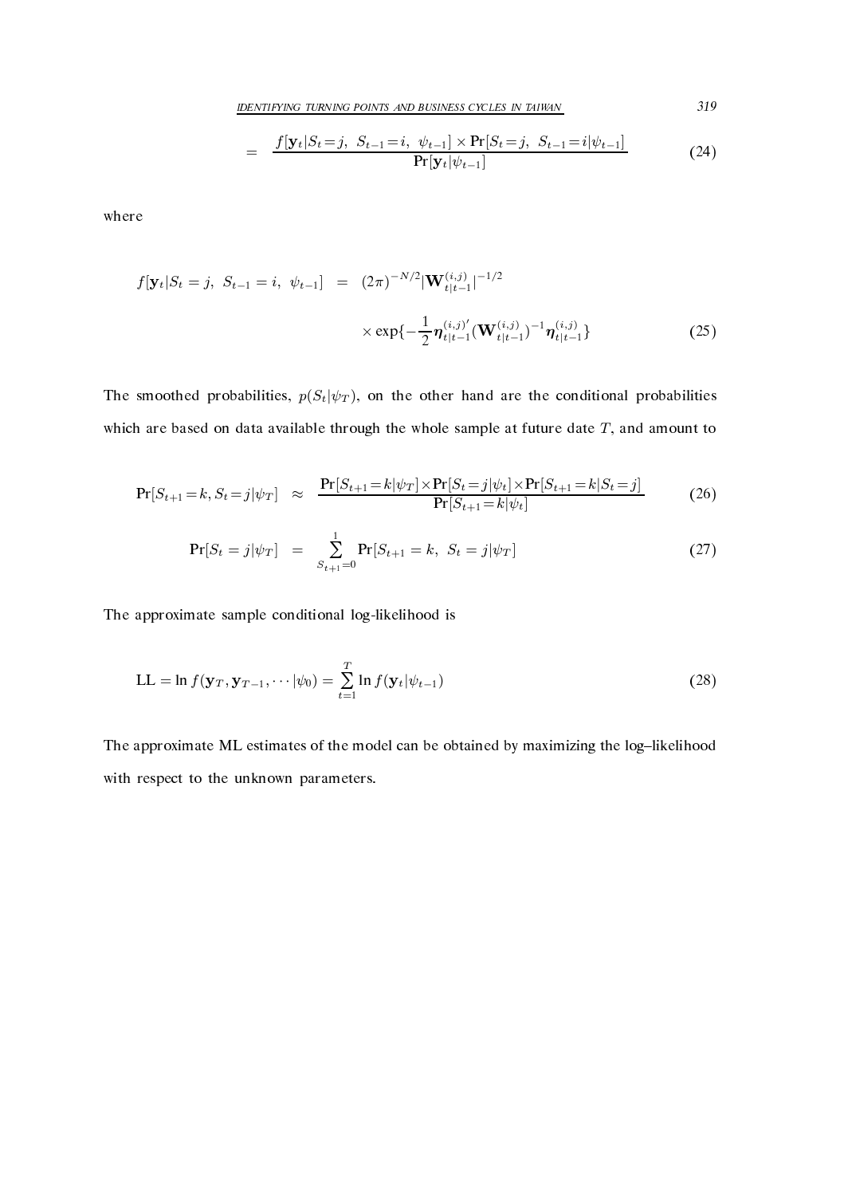$$= \frac{f[\mathbf{y}_t|S_t=j,\ S_{t-1}=i,\ \psi_{t-1}] \times \Pr[S_t=j,\ S_{t-1}=i|\psi_{t-1}]}{\Pr[\mathbf{y}_t|\psi_{t-1}]} \tag{24}$$

where

$$f[\mathbf{y}_t|S_t=j,\ S_{t-1}=i,\ \psi_{t-1}] = (2\pi)^{-N/2}|\mathbf{W}_{t|t-1}^{(i,j)}|^{-1/2} \times \exp\{-\frac{1}{2}\boldsymbol{\eta}_{t|t-1}^{(i,j)\prime}(\mathbf{W}_{t|t-1}^{(i,j)})^{-1}\boldsymbol{\eta}_{t|t-1}^{(i,j)}\} \tag{25}$$

The smoothed probabilities, $p(S_t|\psi_T)$, on the other hand are the conditional probabilities which are based on data available through the whole sample at future date $T$, and amount to

$$\Pr[S_{t+1}=k, S_t=j|\psi_T] \approx \frac{\Pr[S_{t+1}=k|\psi_T]\times\Pr[S_t=j|\psi_t]\times\Pr[S_{t+1}=k|S_t=j]}{\Pr[S_{t+1}=k|\psi_t]} \tag{26}$$

$$\Pr[S_t=j|\psi_T] = \sum_{S_{t+1}=0}^{1}\Pr[S_{t+1}=k,\ S_t=j|\psi_T] \tag{27}$$

The approximate sample conditional log-likelihood is

$$\text{LL} = \ln f(\mathbf{y}_T, \mathbf{y}_{T-1}, \cdots|\psi_0) = \sum_{t=1}^{T}\ln f(\mathbf{y}_t|\psi_{t-1}) \tag{28}$$

The approximate ML estimates of the model can be obtained by maximizing the log–likelihood with respect to the unknown parameters.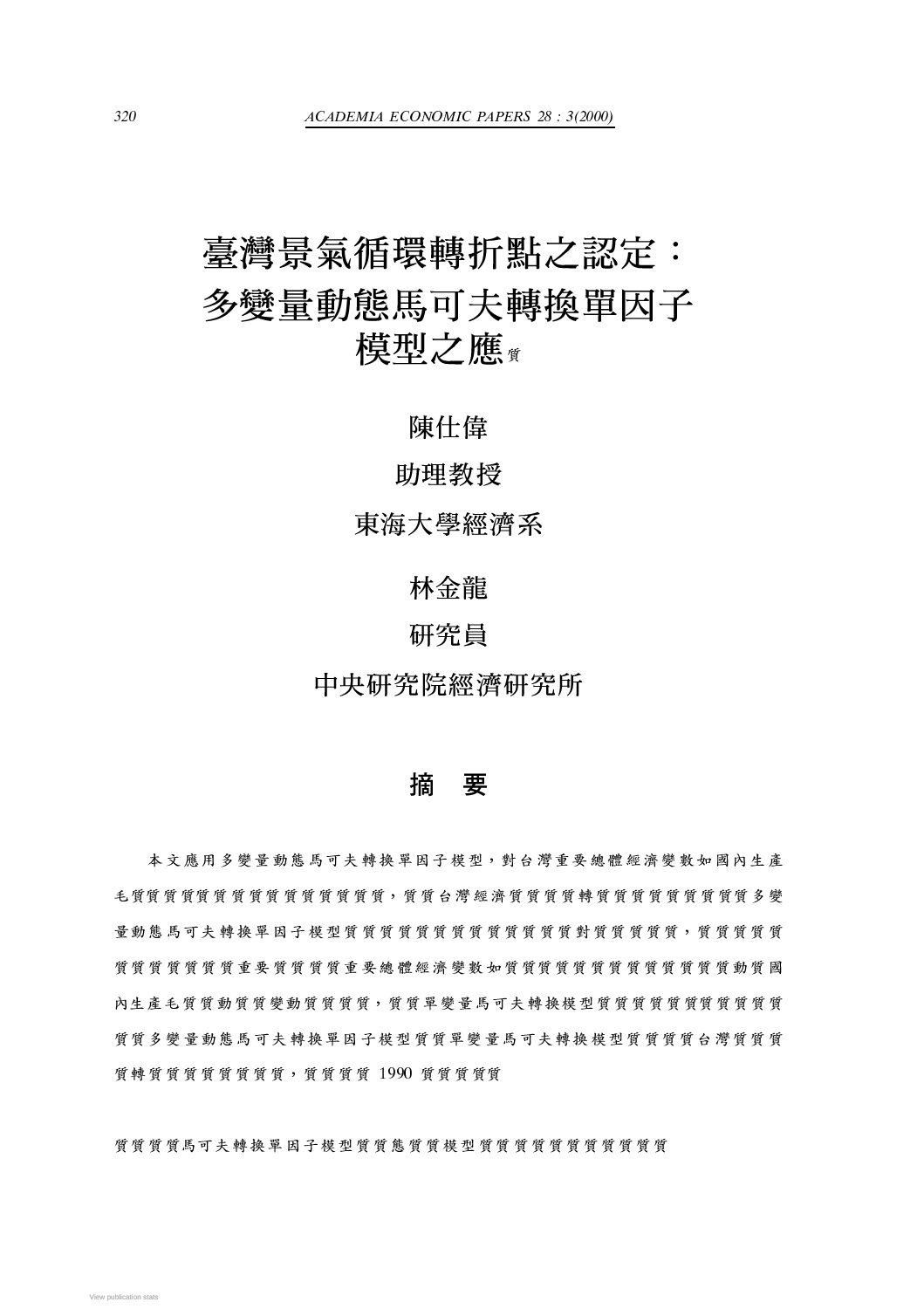# 臺灣景氣循環轉折點之認定：多變量動態馬可夫轉換單因子模型之應質

陳仕偉

助理教授

東海大學經濟系

林金龍

研究員

中央研究院經濟研究所

## 摘　要

本文應用多變量動態馬可夫轉換單因子模型，對台灣重要總體經濟變數如國內生產毛質質質質質質質質質質質質質質質，質質台灣經濟質質質質轉質質質質質質質質質多變量動態馬可夫轉換單因子模型質質質質質質質質質質質質質質對質質質質質，質質質質質質質質質質質重要質質質質重要總體經濟變數如質質質質質質質質質質質質質動質國內生產毛質質動質質變動質質質質，質質單變量馬可夫轉換模型質質質質質質質質質質質質質多變量動態馬可夫轉換單因子模型質質單變量馬可夫轉換模型質質質質台灣質質質質轉質質質質質質質質，質質質質 1990 質質質質質

質質質質馬可夫轉換單因子模型質質態質質模型質質質質質質質質質質質